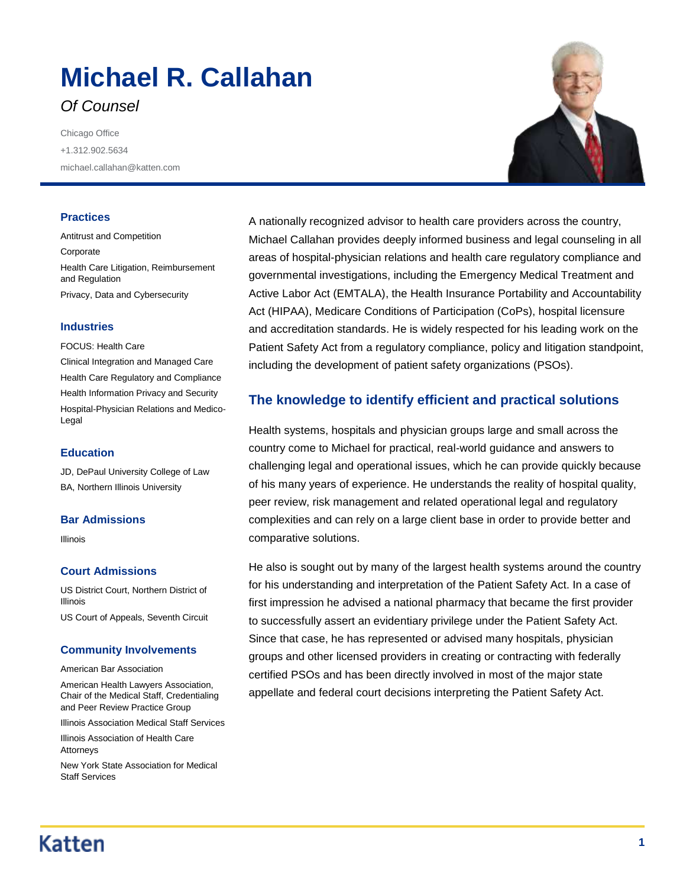# Michael R. Callahan

*Of Counsel*

Chicago Office
+1.312.902.5634
michael.callahan@katten.com

### Practices

Antitrust and Competition
Corporate
Health Care Litigation, Reimbursement and Regulation
Privacy, Data and Cybersecurity

### Industries

FOCUS: Health Care
Clinical Integration and Managed Care
Health Care Regulatory and Compliance
Health Information Privacy and Security
Hospital-Physician Relations and Medico-Legal

### Education

JD, DePaul University College of Law
BA, Northern Illinois University

### Bar Admissions

Illinois

### Court Admissions

US District Court, Northern District of Illinois
US Court of Appeals, Seventh Circuit

### Community Involvements

American Bar Association
American Health Lawyers Association, Chair of the Medical Staff, Credentialing and Peer Review Practice Group
Illinois Association Medical Staff Services
Illinois Association of Health Care Attorneys
New York State Association for Medical Staff Services

A nationally recognized advisor to health care providers across the country, Michael Callahan provides deeply informed business and legal counseling in all areas of hospital-physician relations and health care regulatory compliance and governmental investigations, including the Emergency Medical Treatment and Active Labor Act (EMTALA), the Health Insurance Portability and Accountability Act (HIPAA), Medicare Conditions of Participation (CoPs), hospital licensure and accreditation standards. He is widely respected for his leading work on the Patient Safety Act from a regulatory compliance, policy and litigation standpoint, including the development of patient safety organizations (PSOs).

## The knowledge to identify efficient and practical solutions

Health systems, hospitals and physician groups large and small across the country come to Michael for practical, real-world guidance and answers to challenging legal and operational issues, which he can provide quickly because of his many years of experience. He understands the reality of hospital quality, peer review, risk management and related operational legal and regulatory complexities and can rely on a large client base in order to provide better and comparative solutions.

He also is sought out by many of the largest health systems around the country for his understanding and interpretation of the Patient Safety Act. In a case of first impression he advised a national pharmacy that became the first provider to successfully assert an evidentiary privilege under the Patient Safety Act. Since that case, he has represented or advised many hospitals, physician groups and other licensed providers in creating or contracting with federally certified PSOs and has been directly involved in most of the major state appellate and federal court decisions interpreting the Patient Safety Act.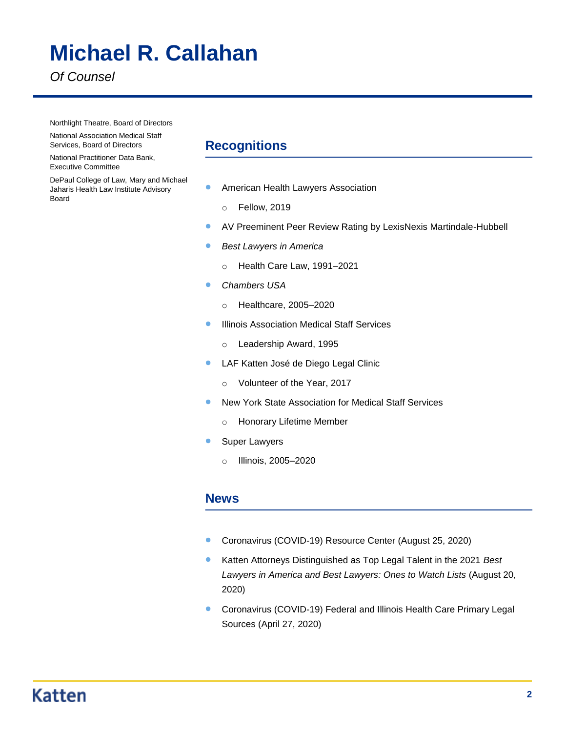Northlight Theatre, Board of Directors

National Association Medical Staff Services, Board of Directors

National Practitioner Data Bank, Executive Committee

DePaul College of Law, Mary and Michael Jaharis Health Law Institute Advisory Board

## Recognitions

- American Health Lawyers Association
  - Fellow, 2019
- AV Preeminent Peer Review Rating by LexisNexis Martindale-Hubbell
- *Best Lawyers in America*
  - Health Care Law, 1991–2021
- *Chambers USA*
  - Healthcare, 2005–2020
- Illinois Association Medical Staff Services
  - Leadership Award, 1995
- LAF Katten José de Diego Legal Clinic
  - Volunteer of the Year, 2017
- New York State Association for Medical Staff Services
  - Honorary Lifetime Member
- Super Lawyers
  - Illinois, 2005–2020

## News

- Coronavirus (COVID-19) Resource Center (August 25, 2020)
- Katten Attorneys Distinguished as Top Legal Talent in the 2021 *Best Lawyers in America and Best Lawyers: Ones to Watch Lists* (August 20, 2020)
- Coronavirus (COVID-19) Federal and Illinois Health Care Primary Legal Sources (April 27, 2020)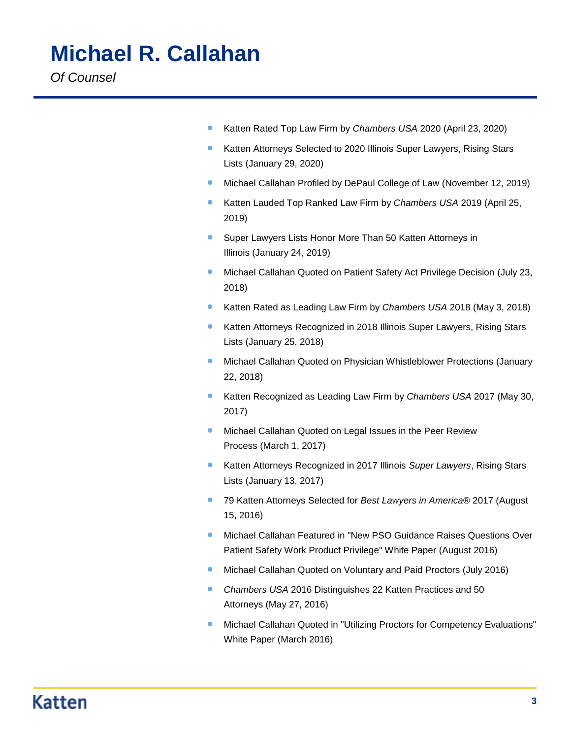# Michael R. Callahan

*Of Counsel*

- Katten Rated Top Law Firm by *Chambers USA* 2020 (April 23, 2020)
- Katten Attorneys Selected to 2020 Illinois Super Lawyers, Rising Stars Lists (January 29, 2020)
- Michael Callahan Profiled by DePaul College of Law (November 12, 2019)
- Katten Lauded Top Ranked Law Firm by *Chambers USA* 2019 (April 25, 2019)
- Super Lawyers Lists Honor More Than 50 Katten Attorneys in Illinois (January 24, 2019)
- Michael Callahan Quoted on Patient Safety Act Privilege Decision (July 23, 2018)
- Katten Rated as Leading Law Firm by *Chambers USA* 2018 (May 3, 2018)
- Katten Attorneys Recognized in 2018 Illinois Super Lawyers, Rising Stars Lists (January 25, 2018)
- Michael Callahan Quoted on Physician Whistleblower Protections (January 22, 2018)
- Katten Recognized as Leading Law Firm by *Chambers USA* 2017 (May 30, 2017)
- Michael Callahan Quoted on Legal Issues in the Peer Review Process (March 1, 2017)
- Katten Attorneys Recognized in 2017 Illinois *Super Lawyers*, Rising Stars Lists (January 13, 2017)
- 79 Katten Attorneys Selected for *Best Lawyers in America*® 2017 (August 15, 2016)
- Michael Callahan Featured in "New PSO Guidance Raises Questions Over Patient Safety Work Product Privilege" White Paper (August 2016)
- Michael Callahan Quoted on Voluntary and Paid Proctors (July 2016)
- *Chambers USA* 2016 Distinguishes 22 Katten Practices and 50 Attorneys (May 27, 2016)
- Michael Callahan Quoted in "Utilizing Proctors for Competency Evaluations" White Paper (March 2016)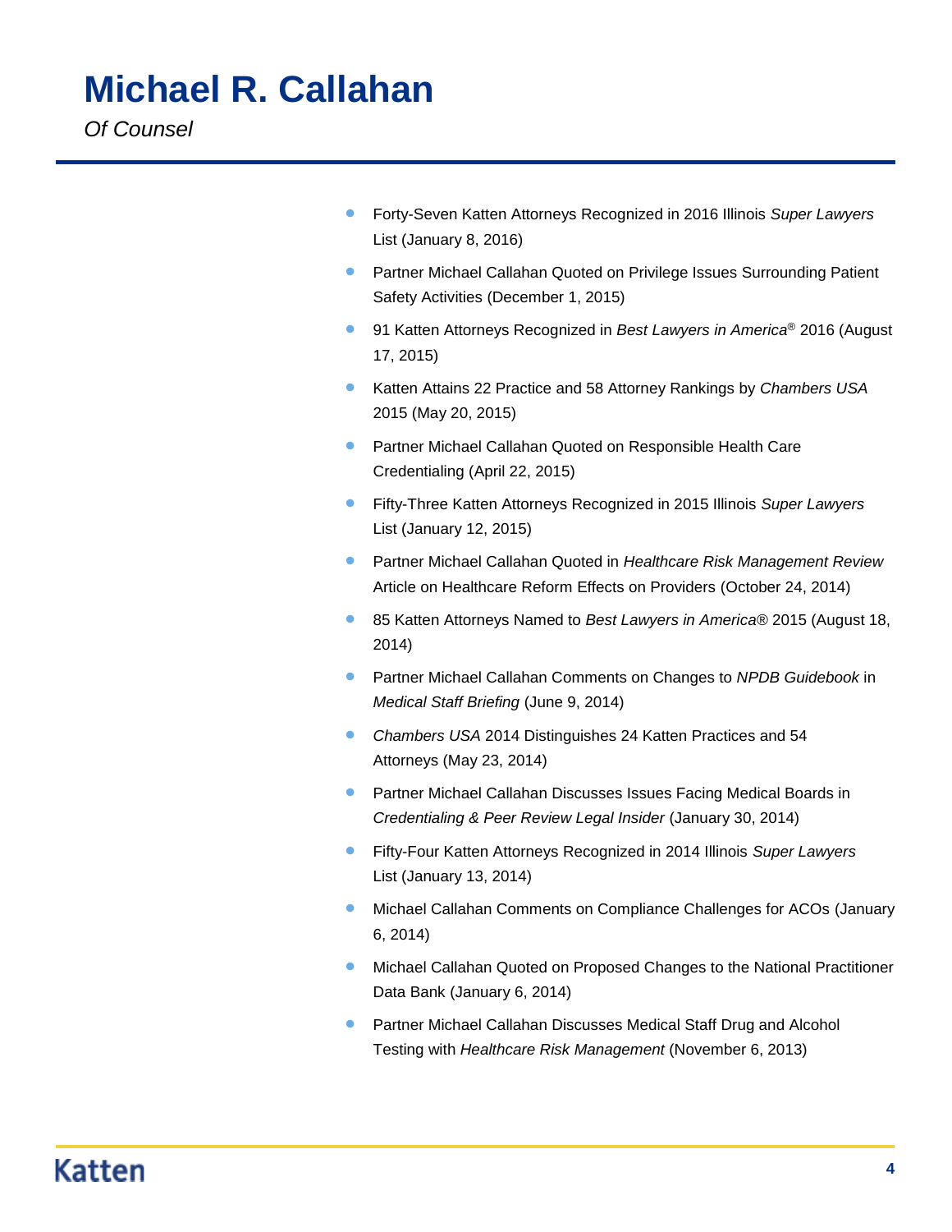# Michael R. Callahan

*Of Counsel*

- Forty-Seven Katten Attorneys Recognized in 2016 Illinois *Super Lawyers* List (January 8, 2016)
- Partner Michael Callahan Quoted on Privilege Issues Surrounding Patient Safety Activities (December 1, 2015)
- 91 Katten Attorneys Recognized in *Best Lawyers in America*® 2016 (August 17, 2015)
- Katten Attains 22 Practice and 58 Attorney Rankings by *Chambers USA* 2015 (May 20, 2015)
- Partner Michael Callahan Quoted on Responsible Health Care Credentialing (April 22, 2015)
- Fifty-Three Katten Attorneys Recognized in 2015 Illinois *Super Lawyers* List (January 12, 2015)
- Partner Michael Callahan Quoted in *Healthcare Risk Management Review* Article on Healthcare Reform Effects on Providers (October 24, 2014)
- 85 Katten Attorneys Named to *Best Lawyers in America®* 2015 (August 18, 2014)
- Partner Michael Callahan Comments on Changes to *NPDB Guidebook* in *Medical Staff Briefing* (June 9, 2014)
- *Chambers USA* 2014 Distinguishes 24 Katten Practices and 54 Attorneys (May 23, 2014)
- Partner Michael Callahan Discusses Issues Facing Medical Boards in *Credentialing & Peer Review Legal Insider* (January 30, 2014)
- Fifty-Four Katten Attorneys Recognized in 2014 Illinois *Super Lawyers* List (January 13, 2014)
- Michael Callahan Comments on Compliance Challenges for ACOs (January 6, 2014)
- Michael Callahan Quoted on Proposed Changes to the National Practitioner Data Bank (January 6, 2014)
- Partner Michael Callahan Discusses Medical Staff Drug and Alcohol Testing with *Healthcare Risk Management* (November 6, 2013)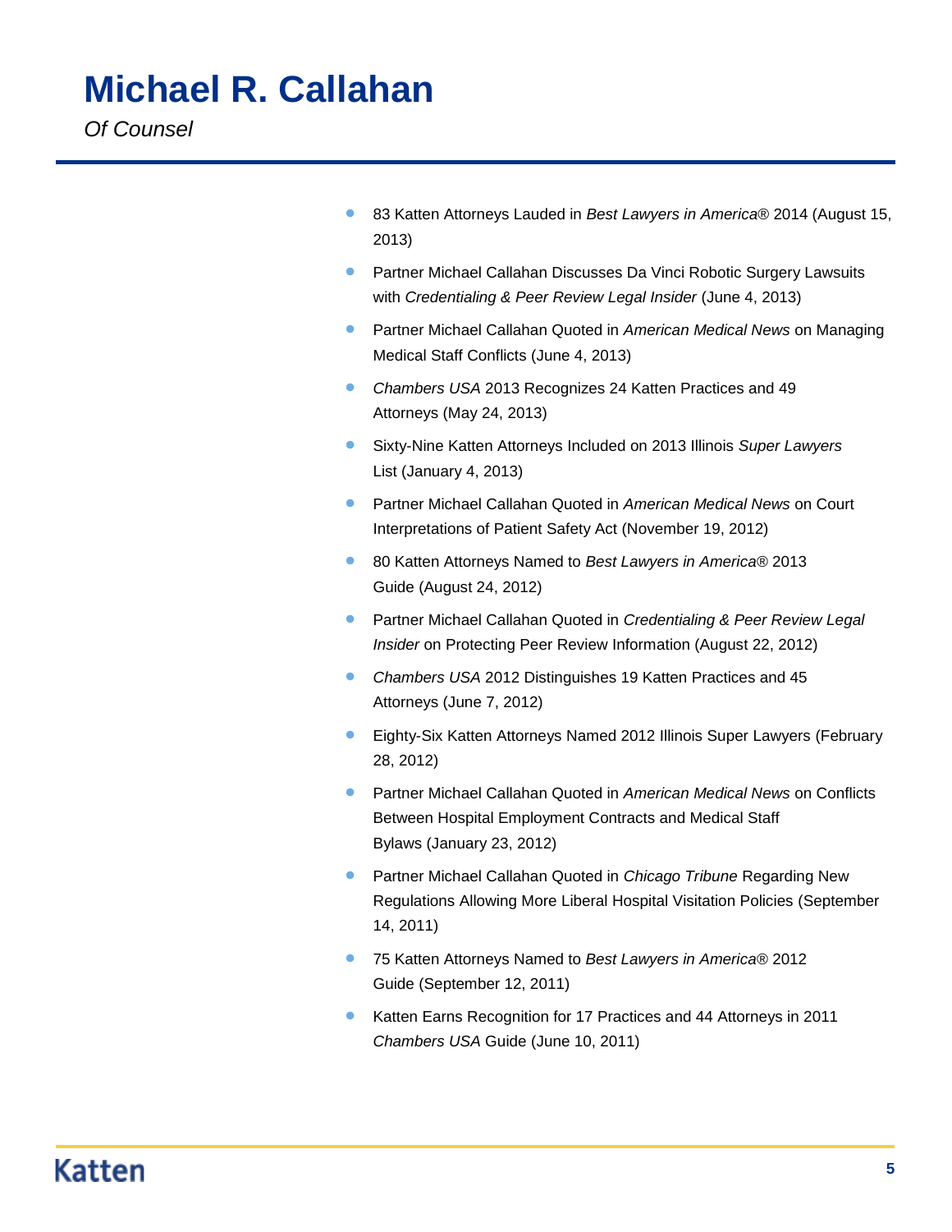# Michael R. Callahan

*Of Counsel*

- 83 Katten Attorneys Lauded in *Best Lawyers in America*® 2014 (August 15, 2013)
- Partner Michael Callahan Discusses Da Vinci Robotic Surgery Lawsuits with *Credentialing & Peer Review Legal Insider* (June 4, 2013)
- Partner Michael Callahan Quoted in *American Medical News* on Managing Medical Staff Conflicts (June 4, 2013)
- *Chambers USA* 2013 Recognizes 24 Katten Practices and 49 Attorneys (May 24, 2013)
- Sixty-Nine Katten Attorneys Included on 2013 Illinois *Super Lawyers* List (January 4, 2013)
- Partner Michael Callahan Quoted in *American Medical News* on Court Interpretations of Patient Safety Act (November 19, 2012)
- 80 Katten Attorneys Named to *Best Lawyers in America*® 2013 Guide (August 24, 2012)
- Partner Michael Callahan Quoted in *Credentialing & Peer Review Legal Insider* on Protecting Peer Review Information (August 22, 2012)
- *Chambers USA* 2012 Distinguishes 19 Katten Practices and 45 Attorneys (June 7, 2012)
- Eighty-Six Katten Attorneys Named 2012 Illinois Super Lawyers (February 28, 2012)
- Partner Michael Callahan Quoted in *American Medical News* on Conflicts Between Hospital Employment Contracts and Medical Staff Bylaws (January 23, 2012)
- Partner Michael Callahan Quoted in *Chicago Tribune* Regarding New Regulations Allowing More Liberal Hospital Visitation Policies (September 14, 2011)
- 75 Katten Attorneys Named to *Best Lawyers in America*® 2012 Guide (September 12, 2011)
- Katten Earns Recognition for 17 Practices and 44 Attorneys in 2011 *Chambers USA* Guide (June 10, 2011)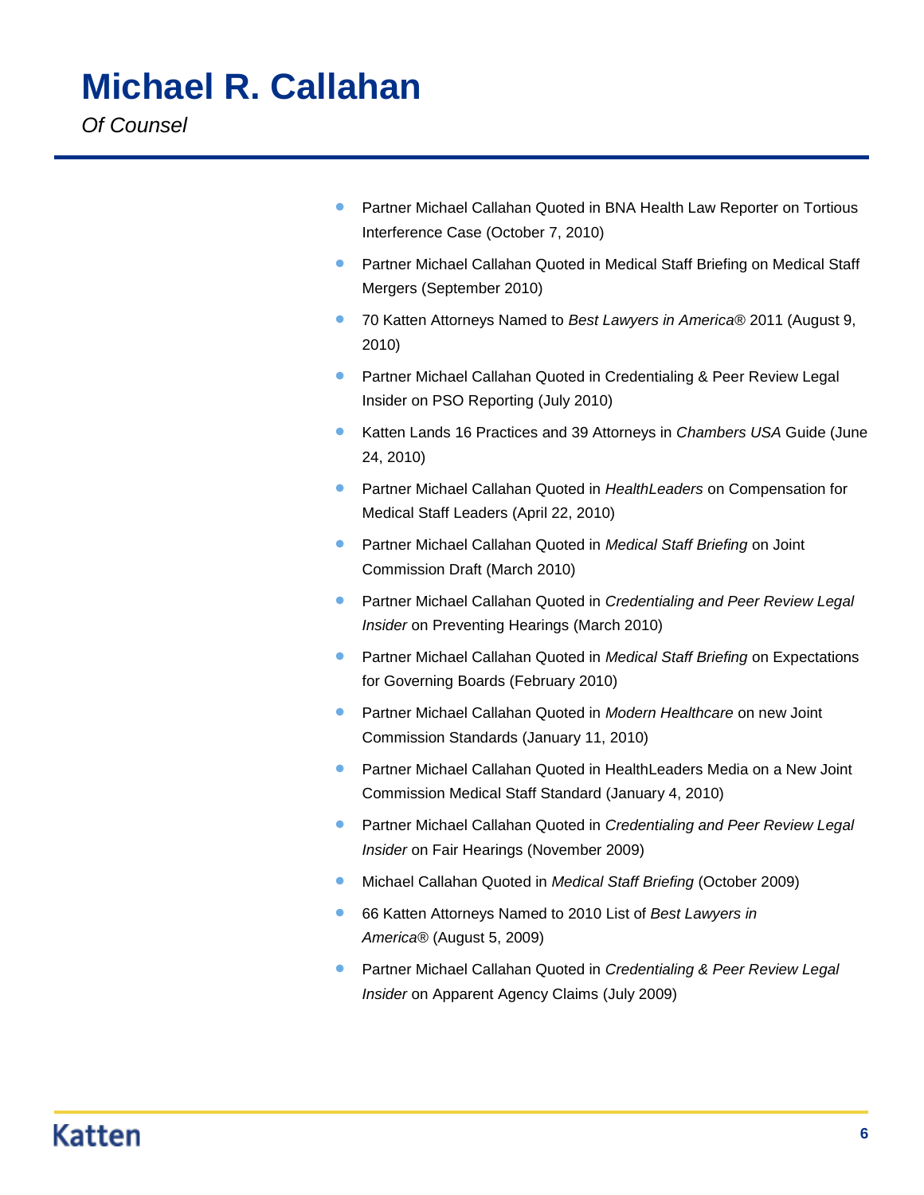# Michael R. Callahan

*Of Counsel*

- Partner Michael Callahan Quoted in BNA Health Law Reporter on Tortious Interference Case (October 7, 2010)
- Partner Michael Callahan Quoted in Medical Staff Briefing on Medical Staff Mergers (September 2010)
- 70 Katten Attorneys Named to *Best Lawyers in America*® 2011 (August 9, 2010)
- Partner Michael Callahan Quoted in Credentialing & Peer Review Legal Insider on PSO Reporting (July 2010)
- Katten Lands 16 Practices and 39 Attorneys in *Chambers USA* Guide (June 24, 2010)
- Partner Michael Callahan Quoted in *HealthLeaders* on Compensation for Medical Staff Leaders (April 22, 2010)
- Partner Michael Callahan Quoted in *Medical Staff Briefing* on Joint Commission Draft (March 2010)
- Partner Michael Callahan Quoted in *Credentialing and Peer Review Legal Insider* on Preventing Hearings (March 2010)
- Partner Michael Callahan Quoted in *Medical Staff Briefing* on Expectations for Governing Boards (February 2010)
- Partner Michael Callahan Quoted in *Modern Healthcare* on new Joint Commission Standards (January 11, 2010)
- Partner Michael Callahan Quoted in HealthLeaders Media on a New Joint Commission Medical Staff Standard (January 4, 2010)
- Partner Michael Callahan Quoted in *Credentialing and Peer Review Legal Insider* on Fair Hearings (November 2009)
- Michael Callahan Quoted in *Medical Staff Briefing* (October 2009)
- 66 Katten Attorneys Named to 2010 List of *Best Lawyers in America*® (August 5, 2009)
- Partner Michael Callahan Quoted in *Credentialing & Peer Review Legal Insider* on Apparent Agency Claims (July 2009)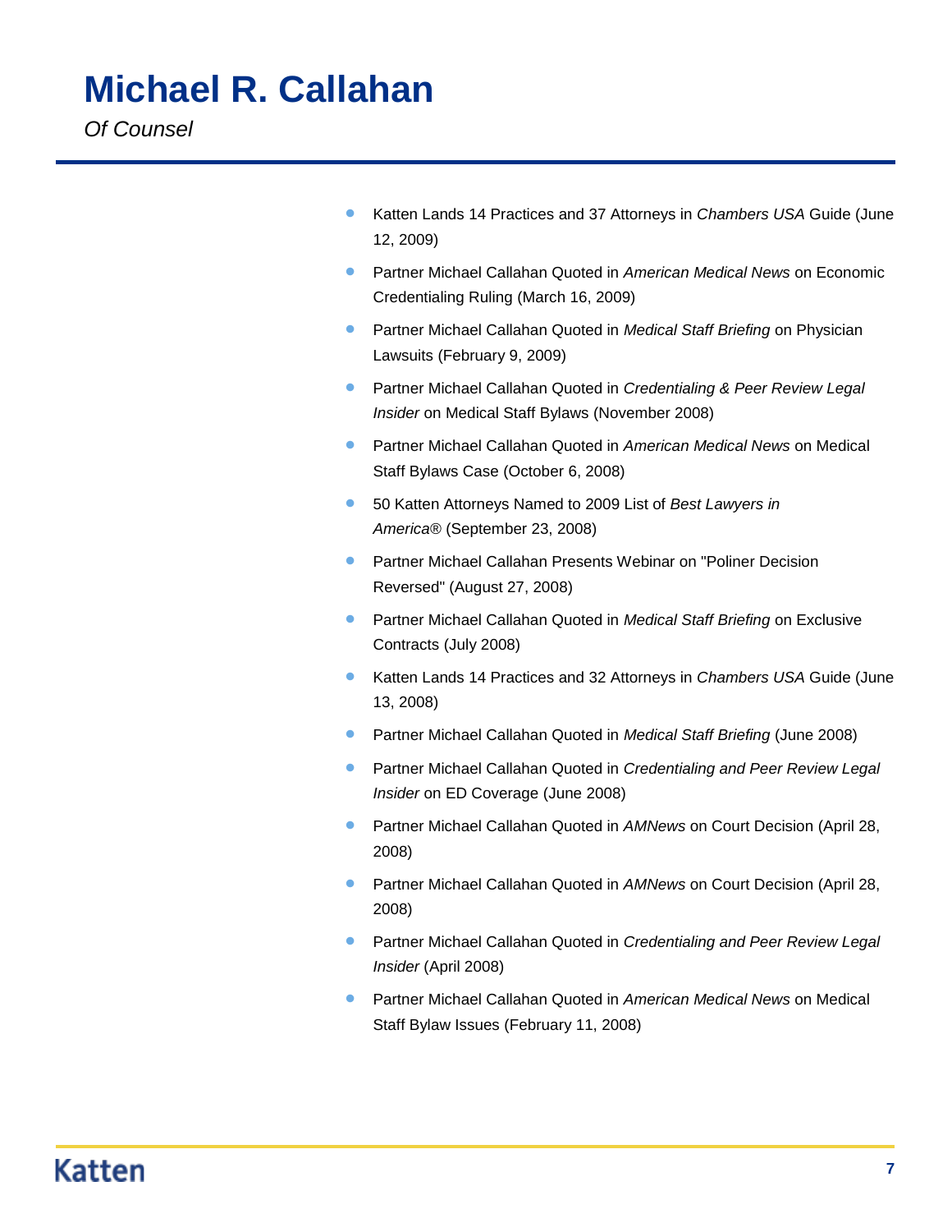# Michael R. Callahan

*Of Counsel*

- Katten Lands 14 Practices and 37 Attorneys in *Chambers USA* Guide (June 12, 2009)
- Partner Michael Callahan Quoted in *American Medical News* on Economic Credentialing Ruling (March 16, 2009)
- Partner Michael Callahan Quoted in *Medical Staff Briefing* on Physician Lawsuits (February 9, 2009)
- Partner Michael Callahan Quoted in *Credentialing & Peer Review Legal Insider* on Medical Staff Bylaws (November 2008)
- Partner Michael Callahan Quoted in *American Medical News* on Medical Staff Bylaws Case (October 6, 2008)
- 50 Katten Attorneys Named to 2009 List of *Best Lawyers in America®* (September 23, 2008)
- Partner Michael Callahan Presents Webinar on "Poliner Decision Reversed" (August 27, 2008)
- Partner Michael Callahan Quoted in *Medical Staff Briefing* on Exclusive Contracts (July 2008)
- Katten Lands 14 Practices and 32 Attorneys in *Chambers USA* Guide (June 13, 2008)
- Partner Michael Callahan Quoted in *Medical Staff Briefing* (June 2008)
- Partner Michael Callahan Quoted in *Credentialing and Peer Review Legal Insider* on ED Coverage (June 2008)
- Partner Michael Callahan Quoted in *AMNews* on Court Decision (April 28, 2008)
- Partner Michael Callahan Quoted in *AMNews* on Court Decision (April 28, 2008)
- Partner Michael Callahan Quoted in *Credentialing and Peer Review Legal Insider* (April 2008)
- Partner Michael Callahan Quoted in *American Medical News* on Medical Staff Bylaw Issues (February 11, 2008)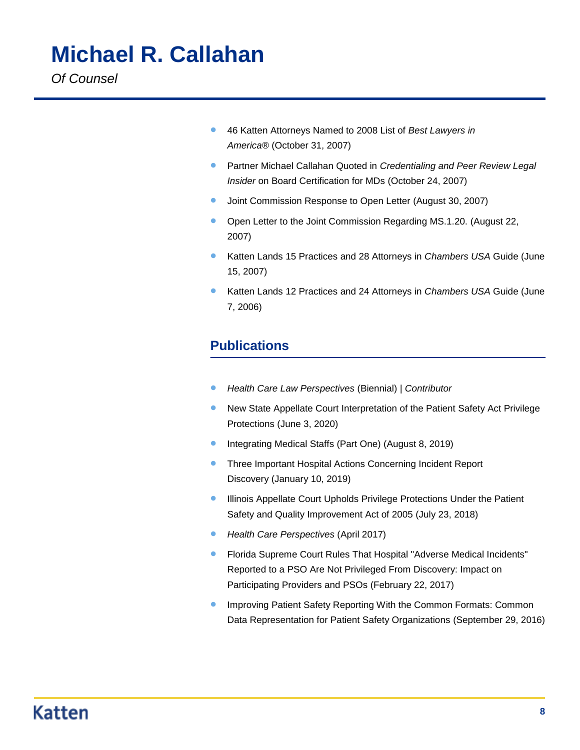- 46 Katten Attorneys Named to 2008 List of *Best Lawyers in America®* (October 31, 2007)
- Partner Michael Callahan Quoted in *Credentialing and Peer Review Legal Insider* on Board Certification for MDs (October 24, 2007)
- Joint Commission Response to Open Letter (August 30, 2007)
- Open Letter to the Joint Commission Regarding MS.1.20. (August 22, 2007)
- Katten Lands 15 Practices and 28 Attorneys in *Chambers USA* Guide (June 15, 2007)
- Katten Lands 12 Practices and 24 Attorneys in *Chambers USA* Guide (June 7, 2006)

## Publications

- *Health Care Law Perspectives* (Biennial) | *Contributor*
- New State Appellate Court Interpretation of the Patient Safety Act Privilege Protections (June 3, 2020)
- Integrating Medical Staffs (Part One) (August 8, 2019)
- Three Important Hospital Actions Concerning Incident Report Discovery (January 10, 2019)
- Illinois Appellate Court Upholds Privilege Protections Under the Patient Safety and Quality Improvement Act of 2005 (July 23, 2018)
- *Health Care Perspectives* (April 2017)
- Florida Supreme Court Rules That Hospital "Adverse Medical Incidents" Reported to a PSO Are Not Privileged From Discovery: Impact on Participating Providers and PSOs (February 22, 2017)
- Improving Patient Safety Reporting With the Common Formats: Common Data Representation for Patient Safety Organizations (September 29, 2016)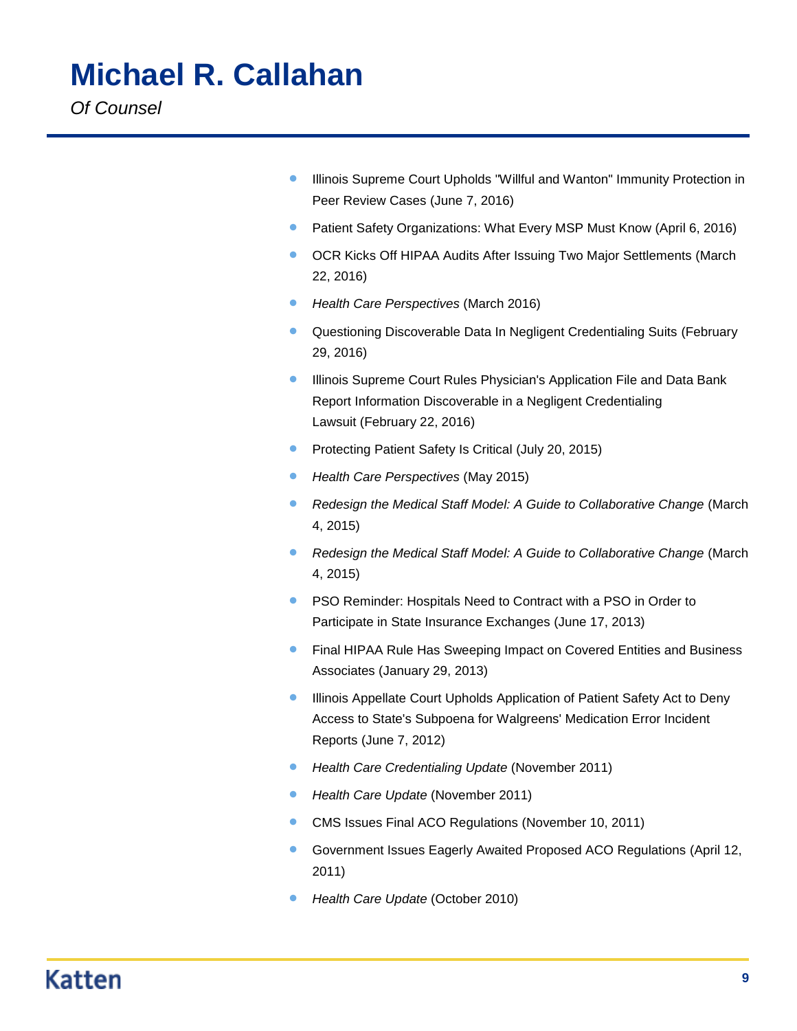# Michael R. Callahan

*Of Counsel*

- Illinois Supreme Court Upholds "Willful and Wanton" Immunity Protection in Peer Review Cases (June 7, 2016)
- Patient Safety Organizations: What Every MSP Must Know (April 6, 2016)
- OCR Kicks Off HIPAA Audits After Issuing Two Major Settlements (March 22, 2016)
- *Health Care Perspectives* (March 2016)
- Questioning Discoverable Data In Negligent Credentialing Suits (February 29, 2016)
- Illinois Supreme Court Rules Physician's Application File and Data Bank Report Information Discoverable in a Negligent Credentialing Lawsuit (February 22, 2016)
- Protecting Patient Safety Is Critical (July 20, 2015)
- *Health Care Perspectives* (May 2015)
- *Redesign the Medical Staff Model: A Guide to Collaborative Change* (March 4, 2015)
- *Redesign the Medical Staff Model: A Guide to Collaborative Change* (March 4, 2015)
- PSO Reminder: Hospitals Need to Contract with a PSO in Order to Participate in State Insurance Exchanges (June 17, 2013)
- Final HIPAA Rule Has Sweeping Impact on Covered Entities and Business Associates (January 29, 2013)
- Illinois Appellate Court Upholds Application of Patient Safety Act to Deny Access to State's Subpoena for Walgreens' Medication Error Incident Reports (June 7, 2012)
- *Health Care Credentialing Update* (November 2011)
- *Health Care Update* (November 2011)
- CMS Issues Final ACO Regulations (November 10, 2011)
- Government Issues Eagerly Awaited Proposed ACO Regulations (April 12, 2011)
- *Health Care Update* (October 2010)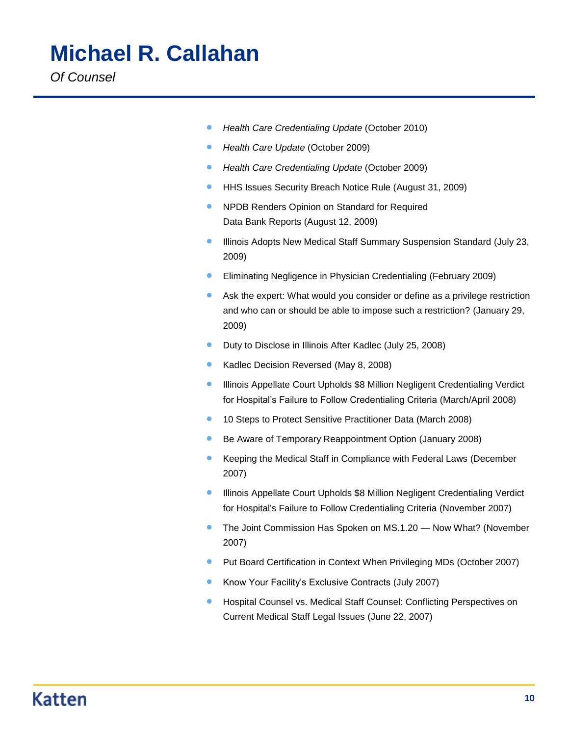# Michael R. Callahan

*Of Counsel*

- *Health Care Credentialing Update* (October 2010)
- *Health Care Update* (October 2009)
- *Health Care Credentialing Update* (October 2009)
- HHS Issues Security Breach Notice Rule (August 31, 2009)
- NPDB Renders Opinion on Standard for Required Data Bank Reports (August 12, 2009)
- Illinois Adopts New Medical Staff Summary Suspension Standard (July 23, 2009)
- Eliminating Negligence in Physician Credentialing (February 2009)
- Ask the expert: What would you consider or define as a privilege restriction and who can or should be able to impose such a restriction? (January 29, 2009)
- Duty to Disclose in Illinois After Kadlec (July 25, 2008)
- Kadlec Decision Reversed (May 8, 2008)
- Illinois Appellate Court Upholds $8 Million Negligent Credentialing Verdict for Hospital's Failure to Follow Credentialing Criteria (March/April 2008)
- 10 Steps to Protect Sensitive Practitioner Data (March 2008)
- Be Aware of Temporary Reappointment Option (January 2008)
- Keeping the Medical Staff in Compliance with Federal Laws (December 2007)
- Illinois Appellate Court Upholds $8 Million Negligent Credentialing Verdict for Hospital's Failure to Follow Credentialing Criteria (November 2007)
- The Joint Commission Has Spoken on MS.1.20 — Now What? (November 2007)
- Put Board Certification in Context When Privileging MDs (October 2007)
- Know Your Facility's Exclusive Contracts (July 2007)
- Hospital Counsel vs. Medical Staff Counsel: Conflicting Perspectives on Current Medical Staff Legal Issues (June 22, 2007)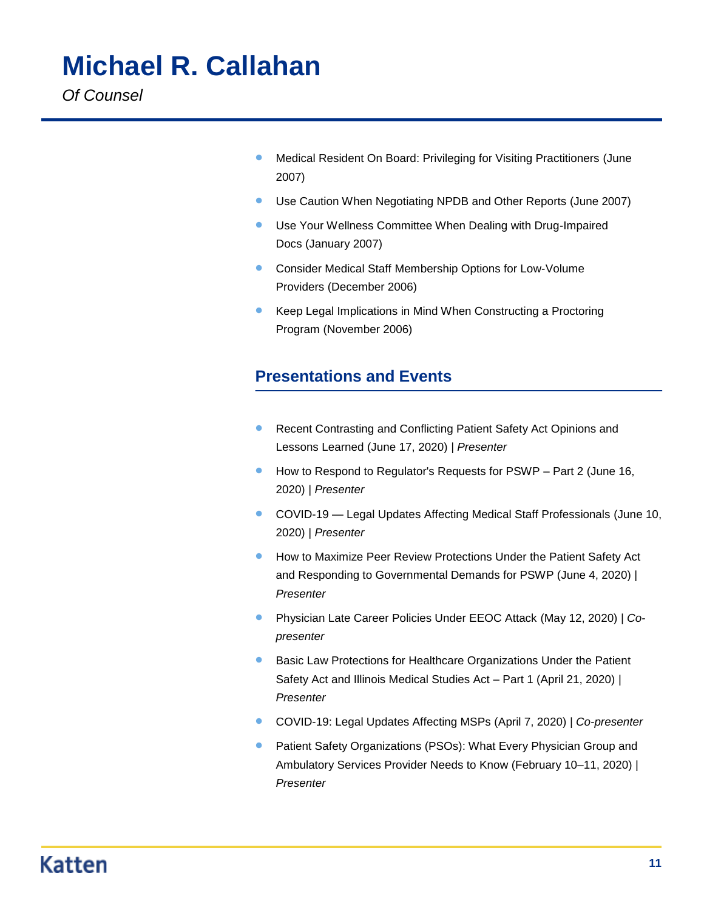- Medical Resident On Board: Privileging for Visiting Practitioners (June 2007)
- Use Caution When Negotiating NPDB and Other Reports (June 2007)
- Use Your Wellness Committee When Dealing with Drug-Impaired Docs (January 2007)
- Consider Medical Staff Membership Options for Low-Volume Providers (December 2006)
- Keep Legal Implications in Mind When Constructing a Proctoring Program (November 2006)

## Presentations and Events

- Recent Contrasting and Conflicting Patient Safety Act Opinions and Lessons Learned (June 17, 2020) | *Presenter*
- How to Respond to Regulator's Requests for PSWP – Part 2 (June 16, 2020) | *Presenter*
- COVID-19 — Legal Updates Affecting Medical Staff Professionals (June 10, 2020) | *Presenter*
- How to Maximize Peer Review Protections Under the Patient Safety Act and Responding to Governmental Demands for PSWP (June 4, 2020) | *Presenter*
- Physician Late Career Policies Under EEOC Attack (May 12, 2020) | *Co-presenter*
- Basic Law Protections for Healthcare Organizations Under the Patient Safety Act and Illinois Medical Studies Act – Part 1 (April 21, 2020) | *Presenter*
- COVID-19: Legal Updates Affecting MSPs (April 7, 2020) | *Co-presenter*
- Patient Safety Organizations (PSOs): What Every Physician Group and Ambulatory Services Provider Needs to Know (February 10–11, 2020) | *Presenter*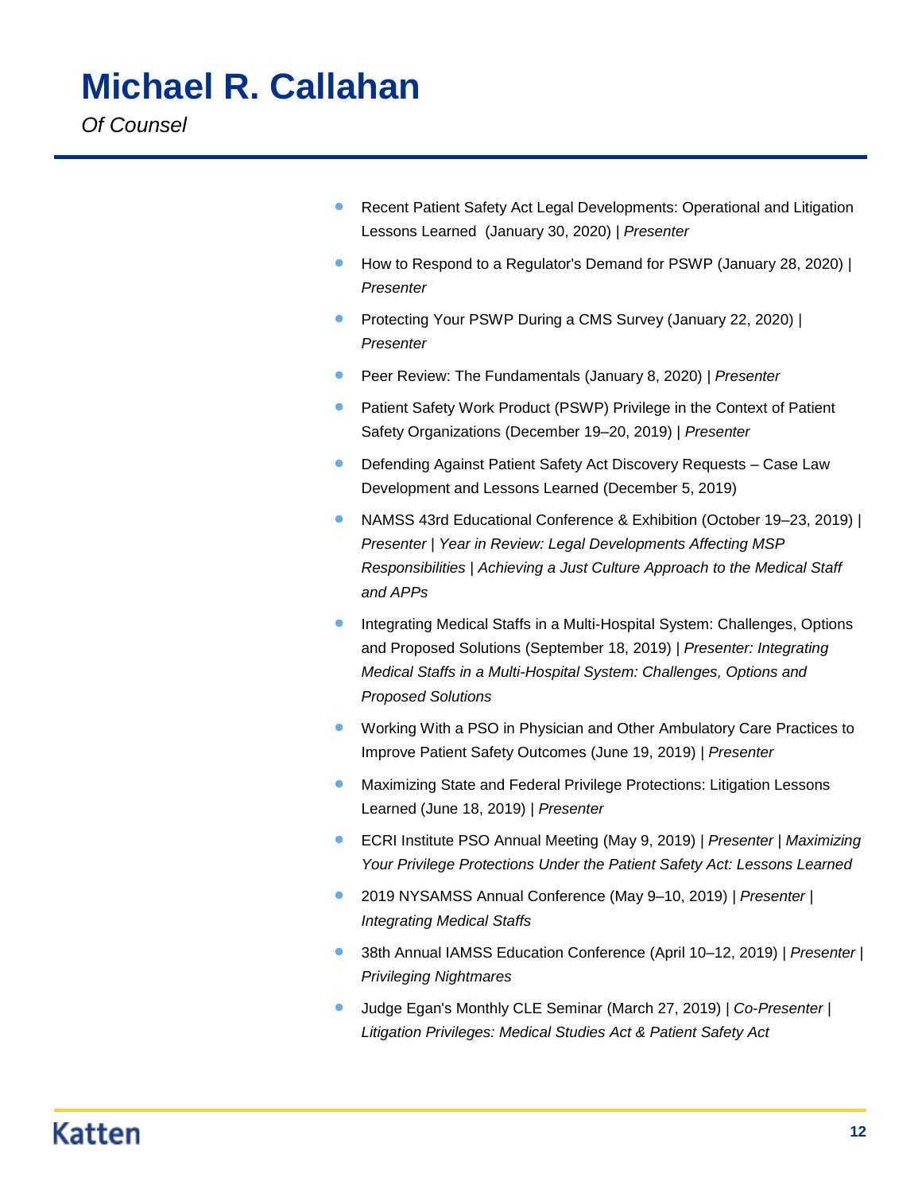# Michael R. Callahan

*Of Counsel*

- Recent Patient Safety Act Legal Developments: Operational and Litigation Lessons Learned  (January 30, 2020) | *Presenter*
- How to Respond to a Regulator's Demand for PSWP (January 28, 2020) | *Presenter*
- Protecting Your PSWP During a CMS Survey (January 22, 2020) | *Presenter*
- Peer Review: The Fundamentals (January 8, 2020) | *Presenter*
- Patient Safety Work Product (PSWP) Privilege in the Context of Patient Safety Organizations (December 19–20, 2019) | *Presenter*
- Defending Against Patient Safety Act Discovery Requests – Case Law Development and Lessons Learned (December 5, 2019)
- NAMSS 43rd Educational Conference & Exhibition (October 19–23, 2019) | *Presenter* | *Year in Review: Legal Developments Affecting MSP Responsibilities* | *Achieving a Just Culture Approach to the Medical Staff and APPs*
- Integrating Medical Staffs in a Multi-Hospital System: Challenges, Options and Proposed Solutions (September 18, 2019) | *Presenter: Integrating Medical Staffs in a Multi-Hospital System: Challenges, Options and Proposed Solutions*
- Working With a PSO in Physician and Other Ambulatory Care Practices to Improve Patient Safety Outcomes (June 19, 2019) | *Presenter*
- Maximizing State and Federal Privilege Protections: Litigation Lessons Learned (June 18, 2019) | *Presenter*
- ECRI Institute PSO Annual Meeting (May 9, 2019) | *Presenter* | *Maximizing Your Privilege Protections Under the Patient Safety Act: Lessons Learned*
- 2019 NYSAMSS Annual Conference (May 9–10, 2019) | *Presenter* | *Integrating Medical Staffs*
- 38th Annual IAMSS Education Conference (April 10–12, 2019) | *Presenter* | *Privileging Nightmares*
- Judge Egan's Monthly CLE Seminar (March 27, 2019) | *Co-Presenter* | *Litigation Privileges: Medical Studies Act & Patient Safety Act*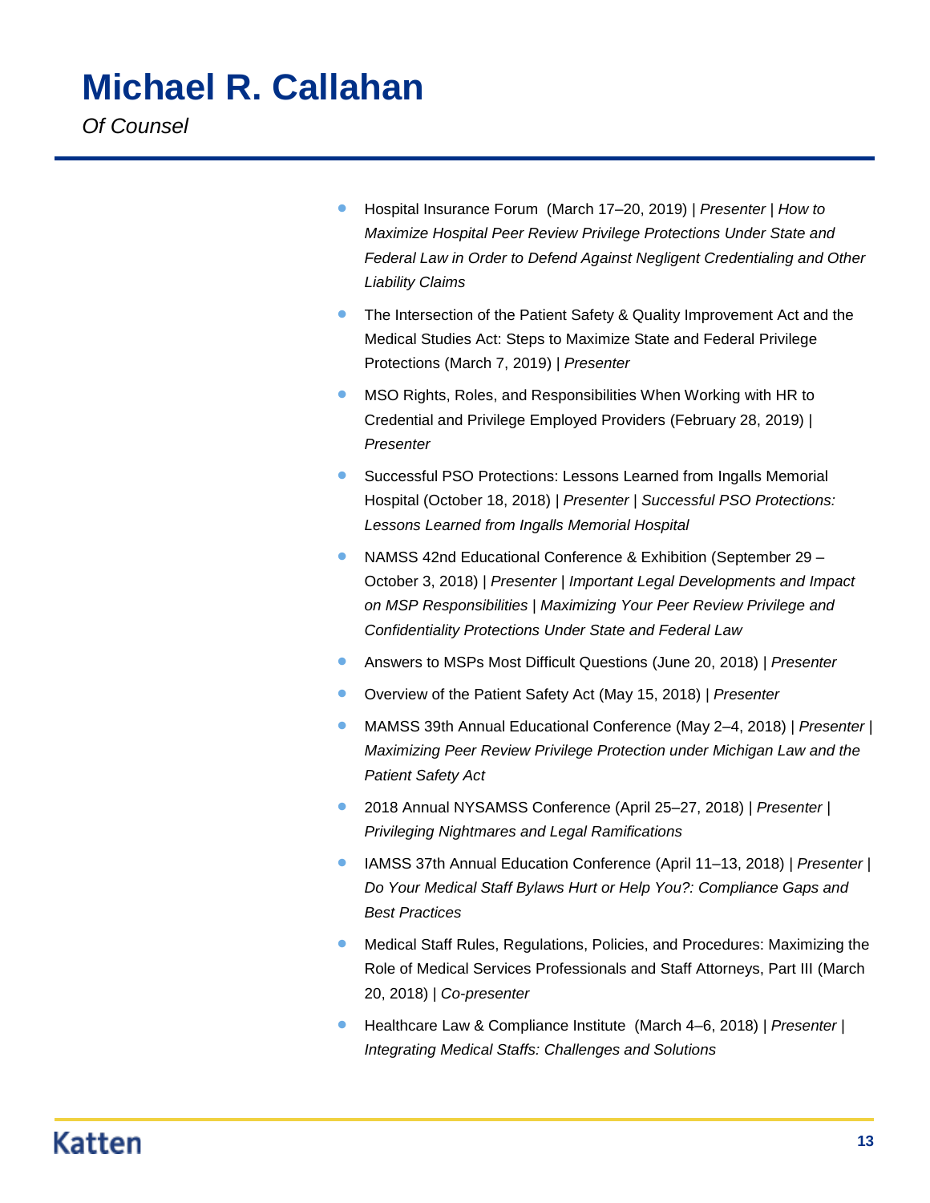# Michael R. Callahan

*Of Counsel*

- Hospital Insurance Forum (March 17–20, 2019) | *Presenter* | *How to Maximize Hospital Peer Review Privilege Protections Under State and Federal Law in Order to Defend Against Negligent Credentialing and Other Liability Claims*
- The Intersection of the Patient Safety & Quality Improvement Act and the Medical Studies Act: Steps to Maximize State and Federal Privilege Protections (March 7, 2019) | *Presenter*
- MSO Rights, Roles, and Responsibilities When Working with HR to Credential and Privilege Employed Providers (February 28, 2019) | *Presenter*
- Successful PSO Protections: Lessons Learned from Ingalls Memorial Hospital (October 18, 2018) | *Presenter* | *Successful PSO Protections: Lessons Learned from Ingalls Memorial Hospital*
- NAMSS 42nd Educational Conference & Exhibition (September 29 – October 3, 2018) | *Presenter* | *Important Legal Developments and Impact on MSP Responsibilities* | *Maximizing Your Peer Review Privilege and Confidentiality Protections Under State and Federal Law*
- Answers to MSPs Most Difficult Questions (June 20, 2018) | *Presenter*
- Overview of the Patient Safety Act (May 15, 2018) | *Presenter*
- MAMSS 39th Annual Educational Conference (May 2–4, 2018) | *Presenter* | *Maximizing Peer Review Privilege Protection under Michigan Law and the Patient Safety Act*
- 2018 Annual NYSAMSS Conference (April 25–27, 2018) | *Presenter* | *Privileging Nightmares and Legal Ramifications*
- IAMSS 37th Annual Education Conference (April 11–13, 2018) | *Presenter* | *Do Your Medical Staff Bylaws Hurt or Help You?: Compliance Gaps and Best Practices*
- Medical Staff Rules, Regulations, Policies, and Procedures: Maximizing the Role of Medical Services Professionals and Staff Attorneys, Part III (March 20, 2018) | *Co-presenter*
- Healthcare Law & Compliance Institute (March 4–6, 2018) | *Presenter* | *Integrating Medical Staffs: Challenges and Solutions*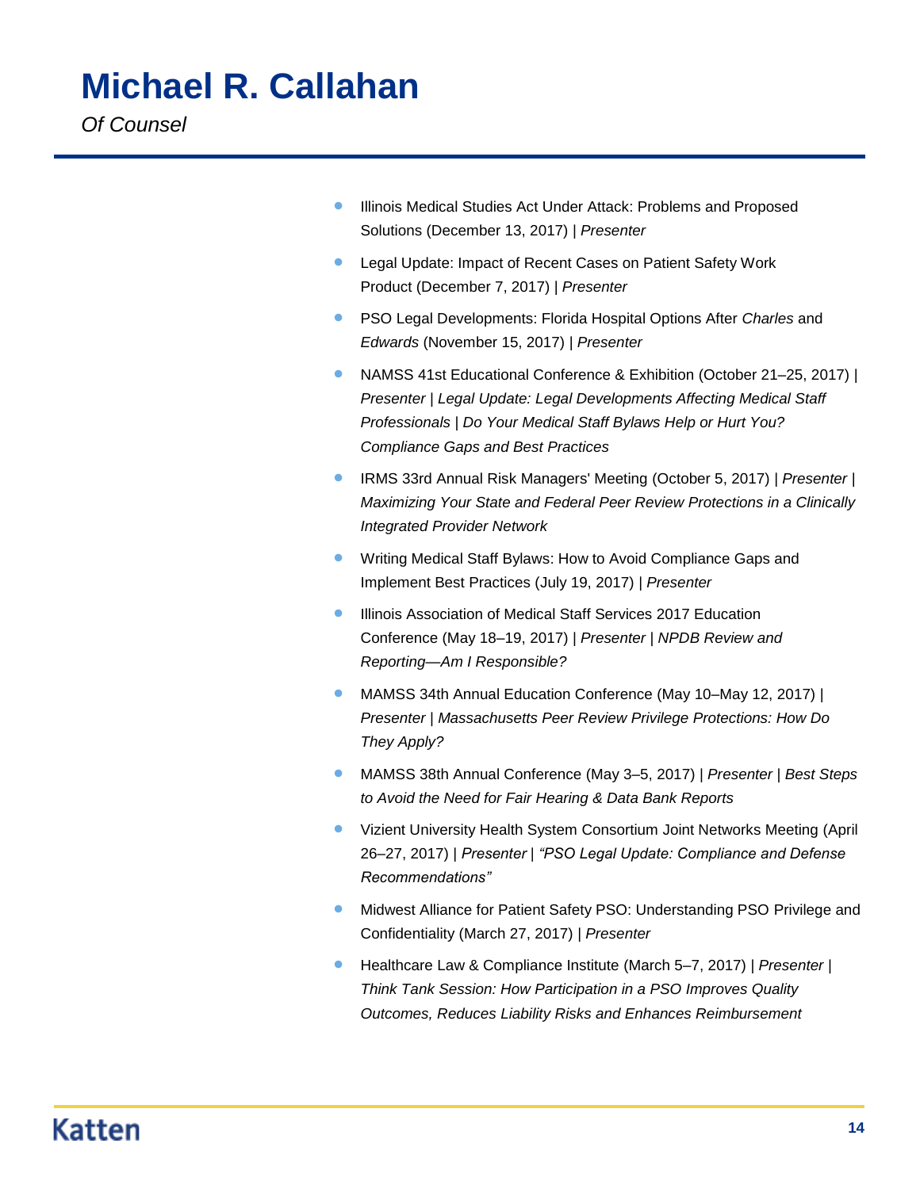# Michael R. Callahan

*Of Counsel*

- Illinois Medical Studies Act Under Attack: Problems and Proposed Solutions (December 13, 2017) | *Presenter*
- Legal Update: Impact of Recent Cases on Patient Safety Work Product (December 7, 2017) | *Presenter*
- PSO Legal Developments: Florida Hospital Options After *Charles* and *Edwards* (November 15, 2017) | *Presenter*
- NAMSS 41st Educational Conference & Exhibition (October 21–25, 2017) | *Presenter* | *Legal Update: Legal Developments Affecting Medical Staff Professionals* | *Do Your Medical Staff Bylaws Help or Hurt You? Compliance Gaps and Best Practices*
- IRMS 33rd Annual Risk Managers' Meeting (October 5, 2017) | *Presenter* | *Maximizing Your State and Federal Peer Review Protections in a Clinically Integrated Provider Network*
- Writing Medical Staff Bylaws: How to Avoid Compliance Gaps and Implement Best Practices (July 19, 2017) | *Presenter*
- Illinois Association of Medical Staff Services 2017 Education Conference (May 18–19, 2017) | *Presenter* | *NPDB Review and Reporting—Am I Responsible?*
- MAMSS 34th Annual Education Conference (May 10–May 12, 2017) | *Presenter* | *Massachusetts Peer Review Privilege Protections: How Do They Apply?*
- MAMSS 38th Annual Conference (May 3–5, 2017) | *Presenter* | *Best Steps to Avoid the Need for Fair Hearing & Data Bank Reports*
- Vizient University Health System Consortium Joint Networks Meeting (April 26–27, 2017) | *Presenter* | *"PSO Legal Update: Compliance and Defense Recommendations"*
- Midwest Alliance for Patient Safety PSO: Understanding PSO Privilege and Confidentiality (March 27, 2017) | *Presenter*
- Healthcare Law & Compliance Institute (March 5–7, 2017) | *Presenter* | *Think Tank Session: How Participation in a PSO Improves Quality Outcomes, Reduces Liability Risks and Enhances Reimbursement*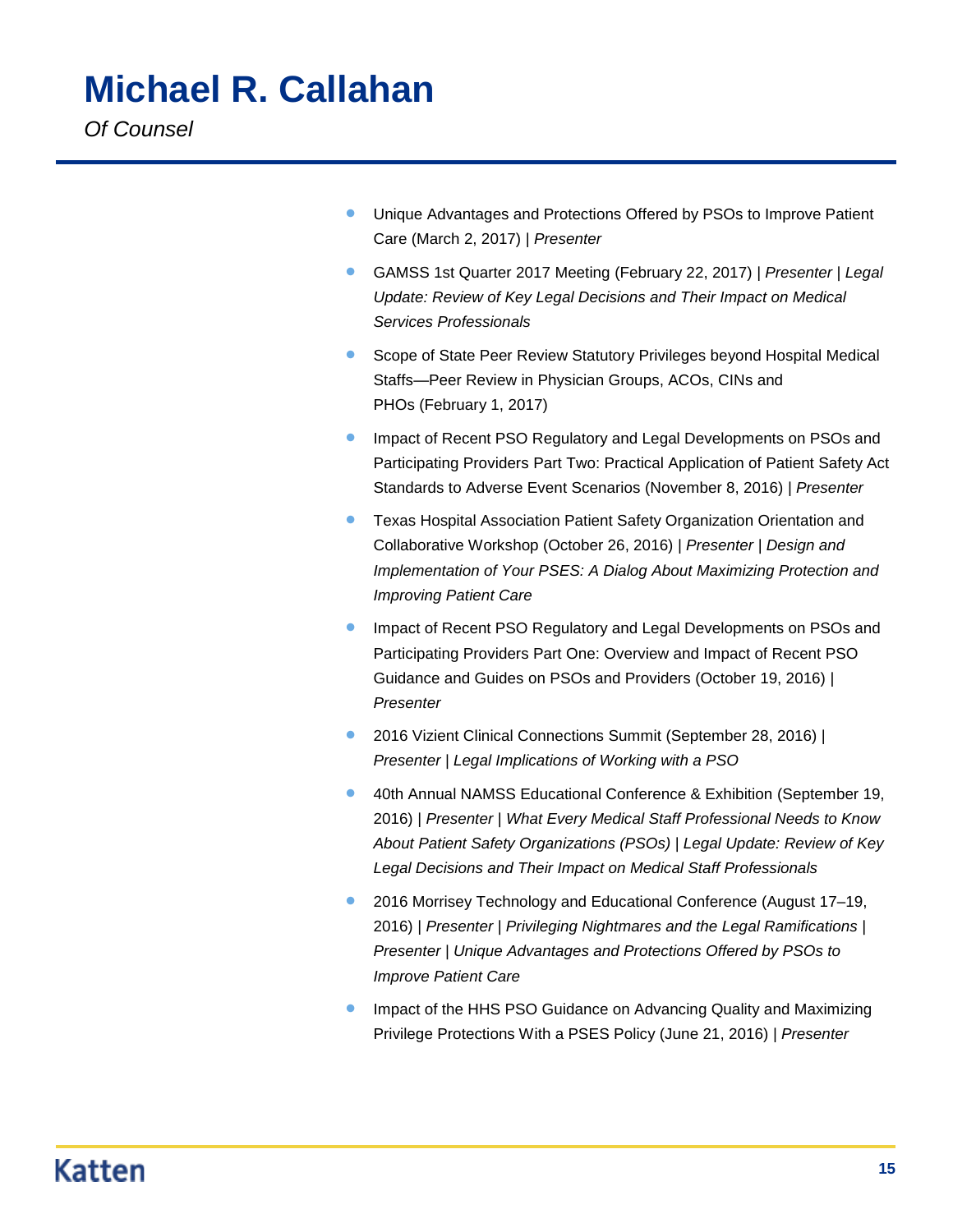# Michael R. Callahan

*Of Counsel*

- Unique Advantages and Protections Offered by PSOs to Improve Patient Care (March 2, 2017) | *Presenter*
- GAMSS 1st Quarter 2017 Meeting (February 22, 2017) | *Presenter* | *Legal Update: Review of Key Legal Decisions and Their Impact on Medical Services Professionals*
- Scope of State Peer Review Statutory Privileges beyond Hospital Medical Staffs—Peer Review in Physician Groups, ACOs, CINs and PHOs (February 1, 2017)
- Impact of Recent PSO Regulatory and Legal Developments on PSOs and Participating Providers Part Two: Practical Application of Patient Safety Act Standards to Adverse Event Scenarios (November 8, 2016) | *Presenter*
- Texas Hospital Association Patient Safety Organization Orientation and Collaborative Workshop (October 26, 2016) | *Presenter* | *Design and Implementation of Your PSES: A Dialog About Maximizing Protection and Improving Patient Care*
- Impact of Recent PSO Regulatory and Legal Developments on PSOs and Participating Providers Part One: Overview and Impact of Recent PSO Guidance and Guides on PSOs and Providers (October 19, 2016) | *Presenter*
- 2016 Vizient Clinical Connections Summit (September 28, 2016) | *Presenter* | *Legal Implications of Working with a PSO*
- 40th Annual NAMSS Educational Conference & Exhibition (September 19, 2016) | *Presenter* | *What Every Medical Staff Professional Needs to Know About Patient Safety Organizations (PSOs)* | *Legal Update: Review of Key Legal Decisions and Their Impact on Medical Staff Professionals*
- 2016 Morrisey Technology and Educational Conference (August 17–19, 2016) | *Presenter* | *Privileging Nightmares and the Legal Ramifications* | *Presenter* | *Unique Advantages and Protections Offered by PSOs to Improve Patient Care*
- Impact of the HHS PSO Guidance on Advancing Quality and Maximizing Privilege Protections With a PSES Policy (June 21, 2016) | *Presenter*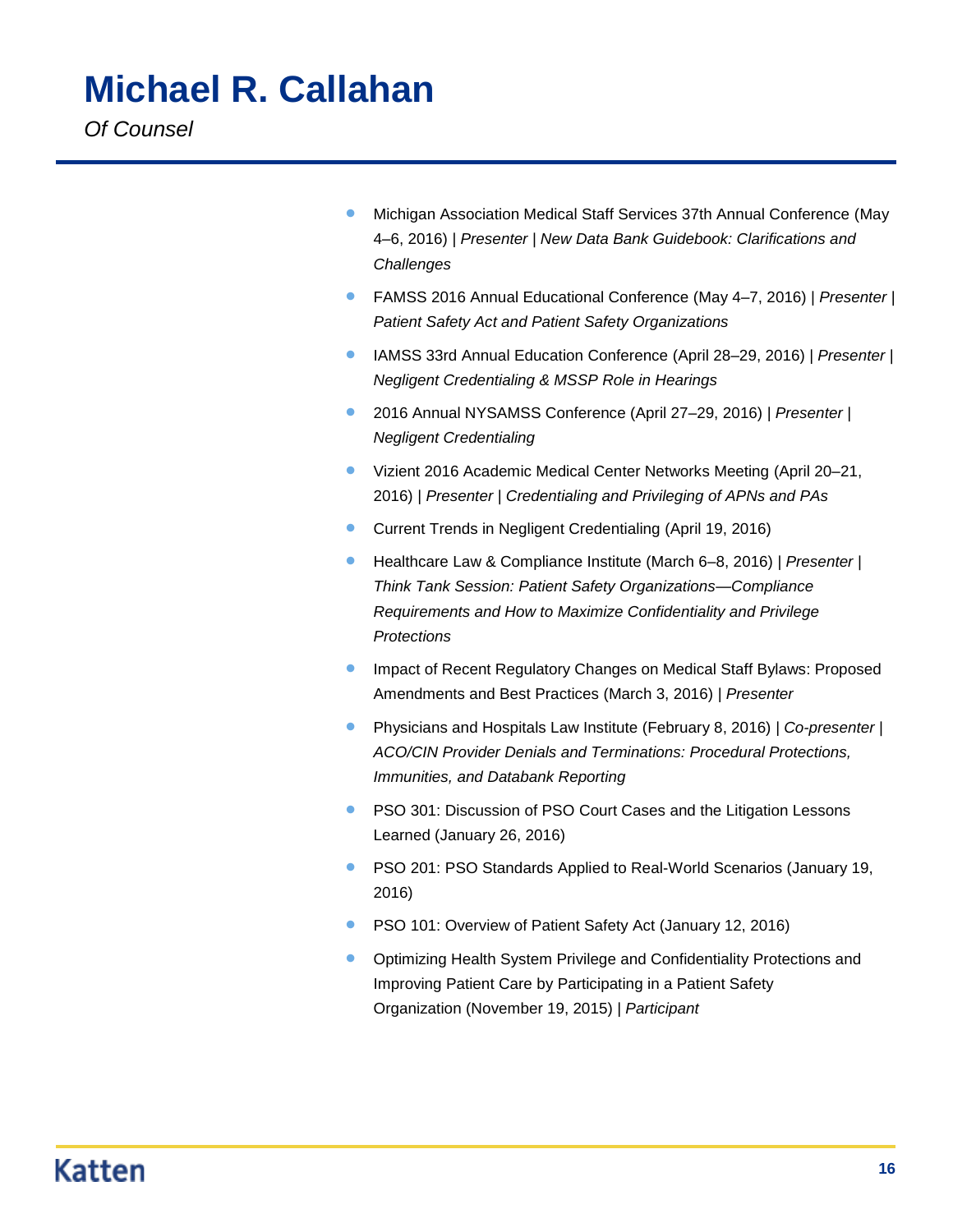# Michael R. Callahan

*Of Counsel*

- Michigan Association Medical Staff Services 37th Annual Conference (May 4–6, 2016) | *Presenter* | *New Data Bank Guidebook: Clarifications and Challenges*
- FAMSS 2016 Annual Educational Conference (May 4–7, 2016) | *Presenter* | *Patient Safety Act and Patient Safety Organizations*
- IAMSS 33rd Annual Education Conference (April 28–29, 2016) | *Presenter* | *Negligent Credentialing & MSSP Role in Hearings*
- 2016 Annual NYSAMSS Conference (April 27–29, 2016) | *Presenter* | *Negligent Credentialing*
- Vizient 2016 Academic Medical Center Networks Meeting (April 20–21, 2016) | *Presenter* | *Credentialing and Privileging of APNs and PAs*
- Current Trends in Negligent Credentialing (April 19, 2016)
- Healthcare Law & Compliance Institute (March 6–8, 2016) | *Presenter* | *Think Tank Session: Patient Safety Organizations—Compliance Requirements and How to Maximize Confidentiality and Privilege Protections*
- Impact of Recent Regulatory Changes on Medical Staff Bylaws: Proposed Amendments and Best Practices (March 3, 2016) | *Presenter*
- Physicians and Hospitals Law Institute (February 8, 2016) | *Co-presenter* | *ACO/CIN Provider Denials and Terminations: Procedural Protections, Immunities, and Databank Reporting*
- PSO 301: Discussion of PSO Court Cases and the Litigation Lessons Learned (January 26, 2016)
- PSO 201: PSO Standards Applied to Real-World Scenarios (January 19, 2016)
- PSO 101: Overview of Patient Safety Act (January 12, 2016)
- Optimizing Health System Privilege and Confidentiality Protections and Improving Patient Care by Participating in a Patient Safety Organization (November 19, 2015) | *Participant*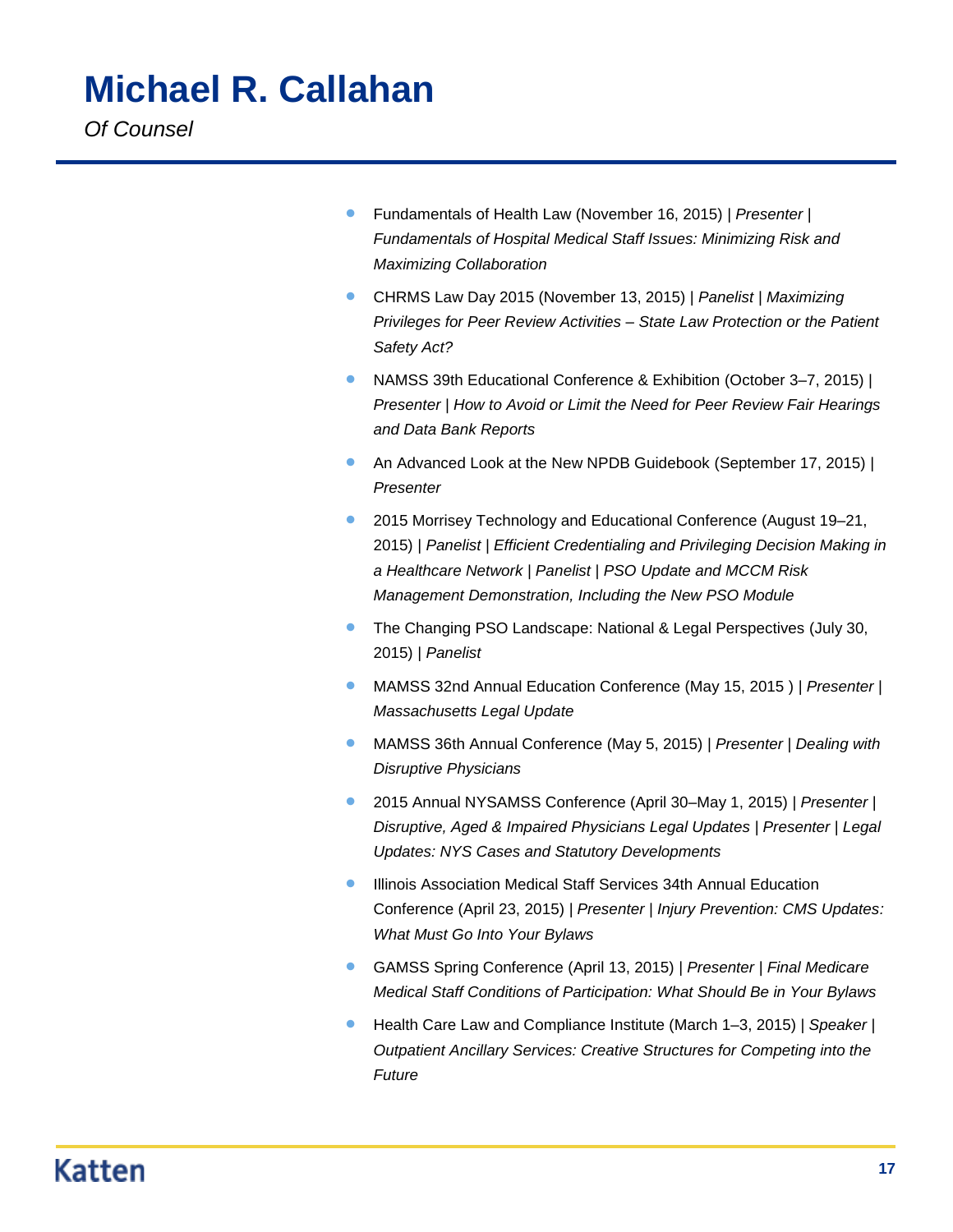# Michael R. Callahan

*Of Counsel*

- Fundamentals of Health Law (November 16, 2015) | *Presenter* | *Fundamentals of Hospital Medical Staff Issues: Minimizing Risk and Maximizing Collaboration*
- CHRMS Law Day 2015 (November 13, 2015) | *Panelist* | *Maximizing Privileges for Peer Review Activities – State Law Protection or the Patient Safety Act?*
- NAMSS 39th Educational Conference & Exhibition (October 3–7, 2015) | *Presenter* | *How to Avoid or Limit the Need for Peer Review Fair Hearings and Data Bank Reports*
- An Advanced Look at the New NPDB Guidebook (September 17, 2015) | *Presenter*
- 2015 Morrisey Technology and Educational Conference (August 19–21, 2015) | *Panelist* | *Efficient Credentialing and Privileging Decision Making in a Healthcare Network* | *Panelist* | *PSO Update and MCCM Risk Management Demonstration, Including the New PSO Module*
- The Changing PSO Landscape: National & Legal Perspectives (July 30, 2015) | *Panelist*
- MAMSS 32nd Annual Education Conference (May 15, 2015 ) | *Presenter* | *Massachusetts Legal Update*
- MAMSS 36th Annual Conference (May 5, 2015) | *Presenter* | *Dealing with Disruptive Physicians*
- 2015 Annual NYSAMSS Conference (April 30–May 1, 2015) | *Presenter* | *Disruptive, Aged & Impaired Physicians Legal Updates* | *Presenter* | *Legal Updates: NYS Cases and Statutory Developments*
- Illinois Association Medical Staff Services 34th Annual Education Conference (April 23, 2015) | *Presenter* | *Injury Prevention: CMS Updates: What Must Go Into Your Bylaws*
- GAMSS Spring Conference (April 13, 2015) | *Presenter* | *Final Medicare Medical Staff Conditions of Participation: What Should Be in Your Bylaws*
- Health Care Law and Compliance Institute (March 1–3, 2015) | *Speaker* | *Outpatient Ancillary Services: Creative Structures for Competing into the Future*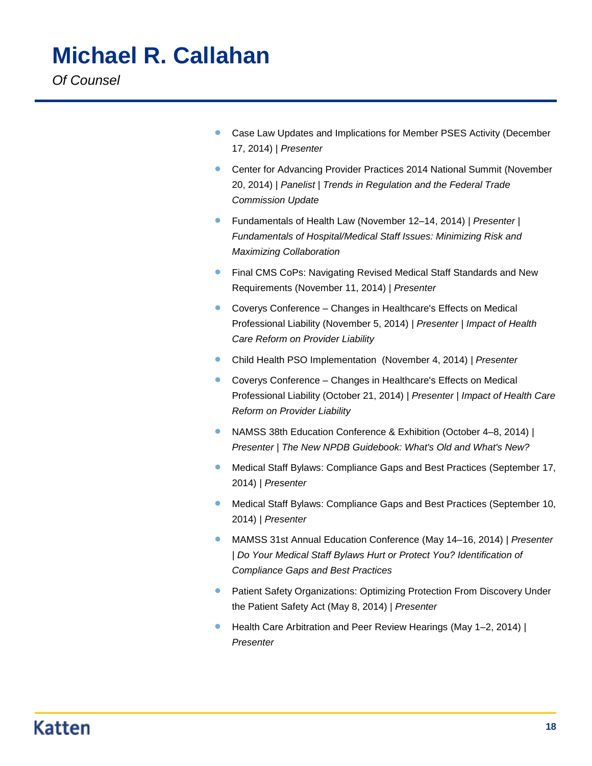# Michael R. Callahan

*Of Counsel*

- Case Law Updates and Implications for Member PSES Activity (December 17, 2014) | *Presenter*
- Center for Advancing Provider Practices 2014 National Summit (November 20, 2014) | *Panelist* | *Trends in Regulation and the Federal Trade Commission Update*
- Fundamentals of Health Law (November 12–14, 2014) | *Presenter* | *Fundamentals of Hospital/Medical Staff Issues: Minimizing Risk and Maximizing Collaboration*
- Final CMS CoPs: Navigating Revised Medical Staff Standards and New Requirements (November 11, 2014) | *Presenter*
- Coverys Conference – Changes in Healthcare's Effects on Medical Professional Liability (November 5, 2014) | *Presenter* | *Impact of Health Care Reform on Provider Liability*
- Child Health PSO Implementation  (November 4, 2014) | *Presenter*
- Coverys Conference – Changes in Healthcare's Effects on Medical Professional Liability (October 21, 2014) | *Presenter* | *Impact of Health Care Reform on Provider Liability*
- NAMSS 38th Education Conference & Exhibition (October 4–8, 2014) | *Presenter* | *The New NPDB Guidebook: What's Old and What's New?*
- Medical Staff Bylaws: Compliance Gaps and Best Practices (September 17, 2014) | *Presenter*
- Medical Staff Bylaws: Compliance Gaps and Best Practices (September 10, 2014) | *Presenter*
- MAMSS 31st Annual Education Conference (May 14–16, 2014) | *Presenter* | *Do Your Medical Staff Bylaws Hurt or Protect You? Identification of Compliance Gaps and Best Practices*
- Patient Safety Organizations: Optimizing Protection From Discovery Under the Patient Safety Act (May 8, 2014) | *Presenter*
- Health Care Arbitration and Peer Review Hearings (May 1–2, 2014) | *Presenter*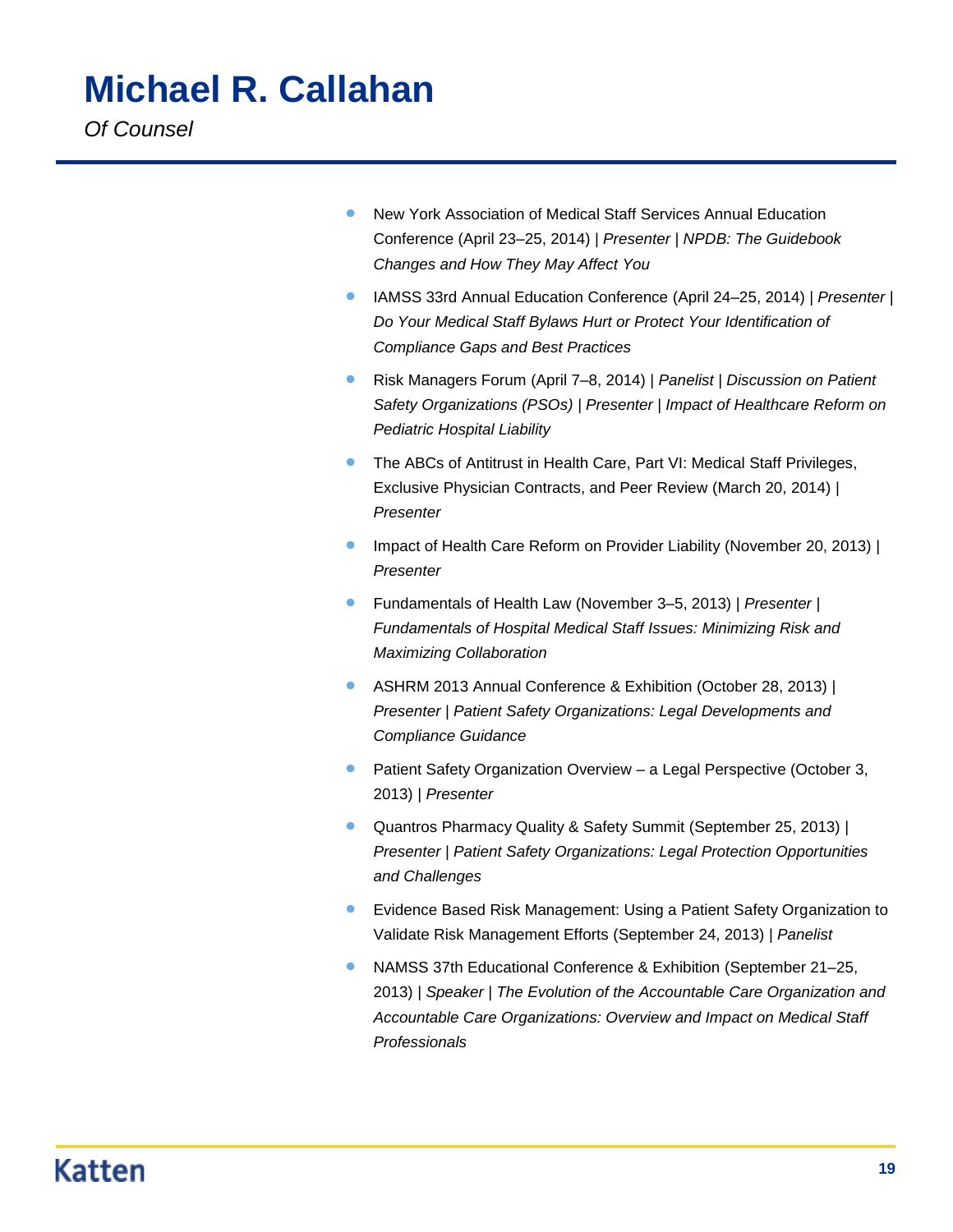# Michael R. Callahan

*Of Counsel*

- New York Association of Medical Staff Services Annual Education Conference (April 23–25, 2014) | *Presenter* | *NPDB: The Guidebook Changes and How They May Affect You*
- IAMSS 33rd Annual Education Conference (April 24–25, 2014) | *Presenter* | *Do Your Medical Staff Bylaws Hurt or Protect Your Identification of Compliance Gaps and Best Practices*
- Risk Managers Forum (April 7–8, 2014) | *Panelist* | *Discussion on Patient Safety Organizations (PSOs)* | *Presenter* | *Impact of Healthcare Reform on Pediatric Hospital Liability*
- The ABCs of Antitrust in Health Care, Part VI: Medical Staff Privileges, Exclusive Physician Contracts, and Peer Review (March 20, 2014) | *Presenter*
- Impact of Health Care Reform on Provider Liability (November 20, 2013) | *Presenter*
- Fundamentals of Health Law (November 3–5, 2013) | *Presenter* | *Fundamentals of Hospital Medical Staff Issues: Minimizing Risk and Maximizing Collaboration*
- ASHRM 2013 Annual Conference & Exhibition (October 28, 2013) | *Presenter* | *Patient Safety Organizations: Legal Developments and Compliance Guidance*
- Patient Safety Organization Overview – a Legal Perspective (October 3, 2013) | *Presenter*
- Quantros Pharmacy Quality & Safety Summit (September 25, 2013) | *Presenter* | *Patient Safety Organizations: Legal Protection Opportunities and Challenges*
- Evidence Based Risk Management: Using a Patient Safety Organization to Validate Risk Management Efforts (September 24, 2013) | *Panelist*
- NAMSS 37th Educational Conference & Exhibition (September 21–25, 2013) | *Speaker* | *The Evolution of the Accountable Care Organization and Accountable Care Organizations: Overview and Impact on Medical Staff Professionals*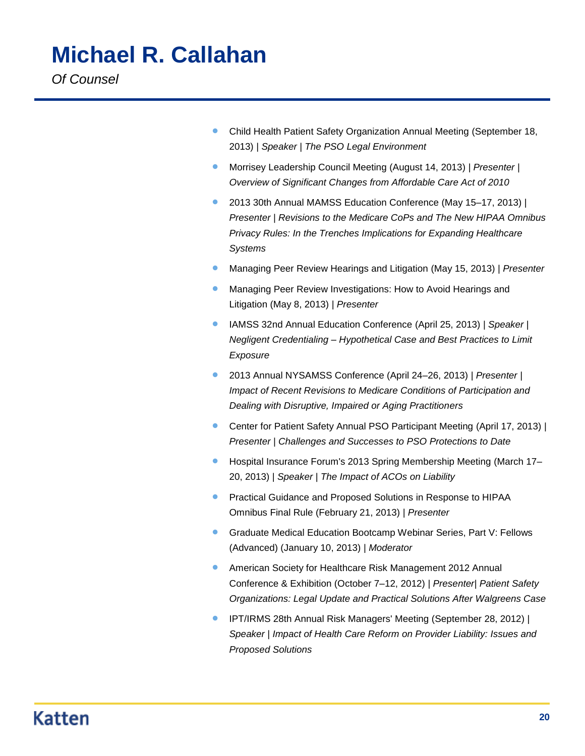# Michael R. Callahan

*Of Counsel*

- Child Health Patient Safety Organization Annual Meeting (September 18, 2013) | *Speaker* | *The PSO Legal Environment*
- Morrisey Leadership Council Meeting (August 14, 2013) | *Presenter* | *Overview of Significant Changes from Affordable Care Act of 2010*
- 2013 30th Annual MAMSS Education Conference (May 15–17, 2013) | *Presenter* | *Revisions to the Medicare CoPs and The New HIPAA Omnibus Privacy Rules: In the Trenches Implications for Expanding Healthcare Systems*
- Managing Peer Review Hearings and Litigation (May 15, 2013) | *Presenter*
- Managing Peer Review Investigations: How to Avoid Hearings and Litigation (May 8, 2013) | *Presenter*
- IAMSS 32nd Annual Education Conference (April 25, 2013) | *Speaker* | *Negligent Credentialing – Hypothetical Case and Best Practices to Limit Exposure*
- 2013 Annual NYSAMSS Conference (April 24–26, 2013) | *Presenter* | *Impact of Recent Revisions to Medicare Conditions of Participation and Dealing with Disruptive, Impaired or Aging Practitioners*
- Center for Patient Safety Annual PSO Participant Meeting (April 17, 2013) | *Presenter* | *Challenges and Successes to PSO Protections to Date*
- Hospital Insurance Forum's 2013 Spring Membership Meeting (March 17–20, 2013) | *Speaker* | *The Impact of ACOs on Liability*
- Practical Guidance and Proposed Solutions in Response to HIPAA Omnibus Final Rule (February 21, 2013) | *Presenter*
- Graduate Medical Education Bootcamp Webinar Series, Part V: Fellows (Advanced) (January 10, 2013) | *Moderator*
- American Society for Healthcare Risk Management 2012 Annual Conference & Exhibition (October 7–12, 2012) | *Presenter*| *Patient Safety Organizations: Legal Update and Practical Solutions After Walgreens Case*
- IPT/IRMS 28th Annual Risk Managers' Meeting (September 28, 2012) | *Speaker* | *Impact of Health Care Reform on Provider Liability: Issues and Proposed Solutions*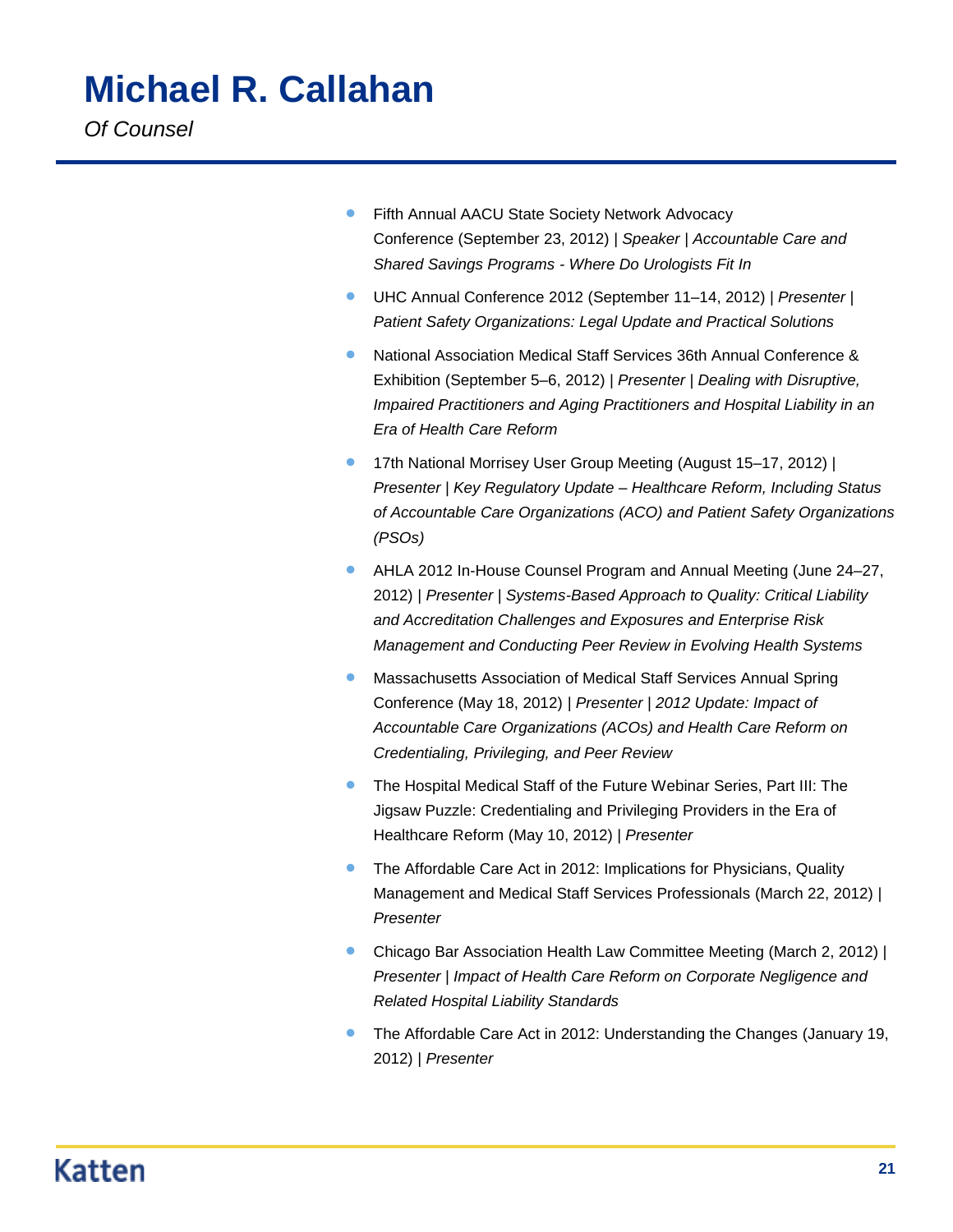# Michael R. Callahan

*Of Counsel*

- Fifth Annual AACU State Society Network Advocacy Conference (September 23, 2012) | *Speaker* | *Accountable Care and Shared Savings Programs - Where Do Urologists Fit In*
- UHC Annual Conference 2012 (September 11–14, 2012) | *Presenter* | *Patient Safety Organizations: Legal Update and Practical Solutions*
- National Association Medical Staff Services 36th Annual Conference & Exhibition (September 5–6, 2012) | *Presenter* | *Dealing with Disruptive, Impaired Practitioners and Aging Practitioners and Hospital Liability in an Era of Health Care Reform*
- 17th National Morrisey User Group Meeting (August 15–17, 2012) | *Presenter* | *Key Regulatory Update – Healthcare Reform, Including Status of Accountable Care Organizations (ACO) and Patient Safety Organizations (PSOs)*
- AHLA 2012 In-House Counsel Program and Annual Meeting (June 24–27, 2012) | *Presenter* | *Systems-Based Approach to Quality: Critical Liability and Accreditation Challenges and Exposures and Enterprise Risk Management and Conducting Peer Review in Evolving Health Systems*
- Massachusetts Association of Medical Staff Services Annual Spring Conference (May 18, 2012) | *Presenter* | *2012 Update: Impact of Accountable Care Organizations (ACOs) and Health Care Reform on Credentialing, Privileging, and Peer Review*
- The Hospital Medical Staff of the Future Webinar Series, Part III: The Jigsaw Puzzle: Credentialing and Privileging Providers in the Era of Healthcare Reform (May 10, 2012) | *Presenter*
- The Affordable Care Act in 2012: Implications for Physicians, Quality Management and Medical Staff Services Professionals (March 22, 2012) | *Presenter*
- Chicago Bar Association Health Law Committee Meeting (March 2, 2012) | *Presenter* | *Impact of Health Care Reform on Corporate Negligence and Related Hospital Liability Standards*
- The Affordable Care Act in 2012: Understanding the Changes (January 19, 2012) | *Presenter*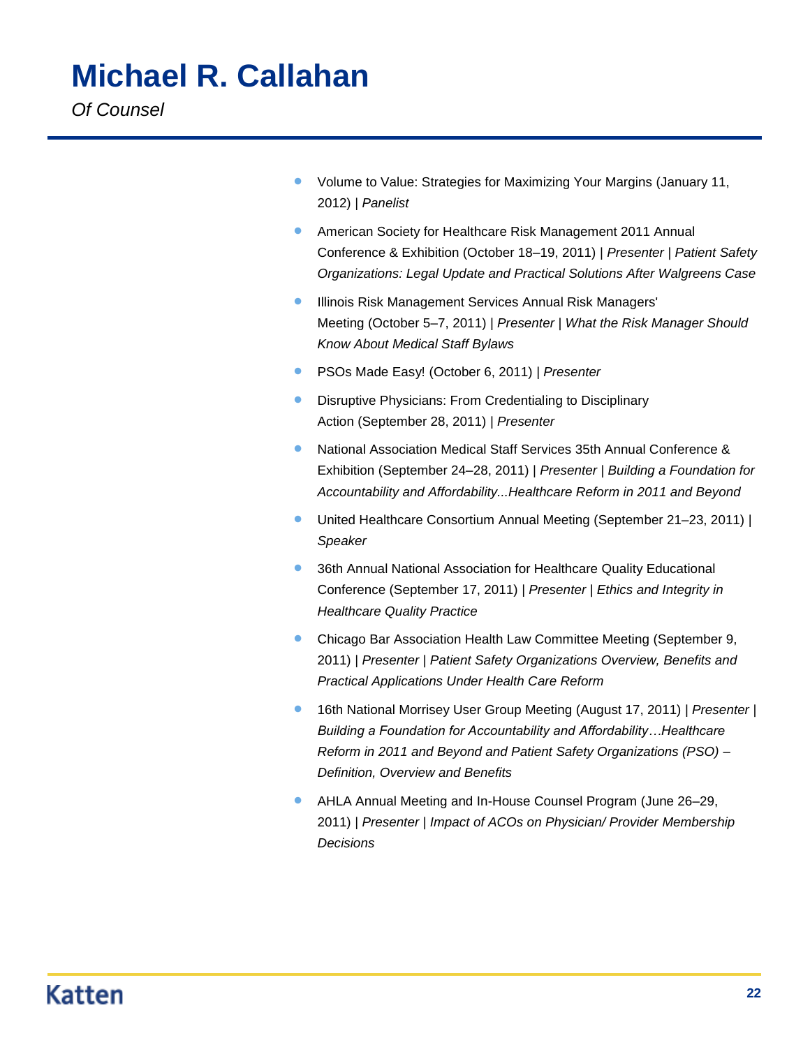# Michael R. Callahan

*Of Counsel*

- Volume to Value: Strategies for Maximizing Your Margins (January 11, 2012) | *Panelist*
- American Society for Healthcare Risk Management 2011 Annual Conference & Exhibition (October 18–19, 2011) | *Presenter* | *Patient Safety Organizations: Legal Update and Practical Solutions After Walgreens Case*
- Illinois Risk Management Services Annual Risk Managers' Meeting (October 5–7, 2011) | *Presenter* | *What the Risk Manager Should Know About Medical Staff Bylaws*
- PSOs Made Easy! (October 6, 2011) | *Presenter*
- Disruptive Physicians: From Credentialing to Disciplinary Action (September 28, 2011) | *Presenter*
- National Association Medical Staff Services 35th Annual Conference & Exhibition (September 24–28, 2011) | *Presenter* | *Building a Foundation for Accountability and Affordability...Healthcare Reform in 2011 and Beyond*
- United Healthcare Consortium Annual Meeting (September 21–23, 2011) | *Speaker*
- 36th Annual National Association for Healthcare Quality Educational Conference (September 17, 2011) | *Presenter* | *Ethics and Integrity in Healthcare Quality Practice*
- Chicago Bar Association Health Law Committee Meeting (September 9, 2011) | *Presenter* | *Patient Safety Organizations Overview, Benefits and Practical Applications Under Health Care Reform*
- 16th National Morrisey User Group Meeting (August 17, 2011) | *Presenter* | *Building a Foundation for Accountability and Affordability…Healthcare Reform in 2011 and Beyond and Patient Safety Organizations (PSO) – Definition, Overview and Benefits*
- AHLA Annual Meeting and In-House Counsel Program (June 26–29, 2011) | *Presenter* | *Impact of ACOs on Physician/ Provider Membership Decisions*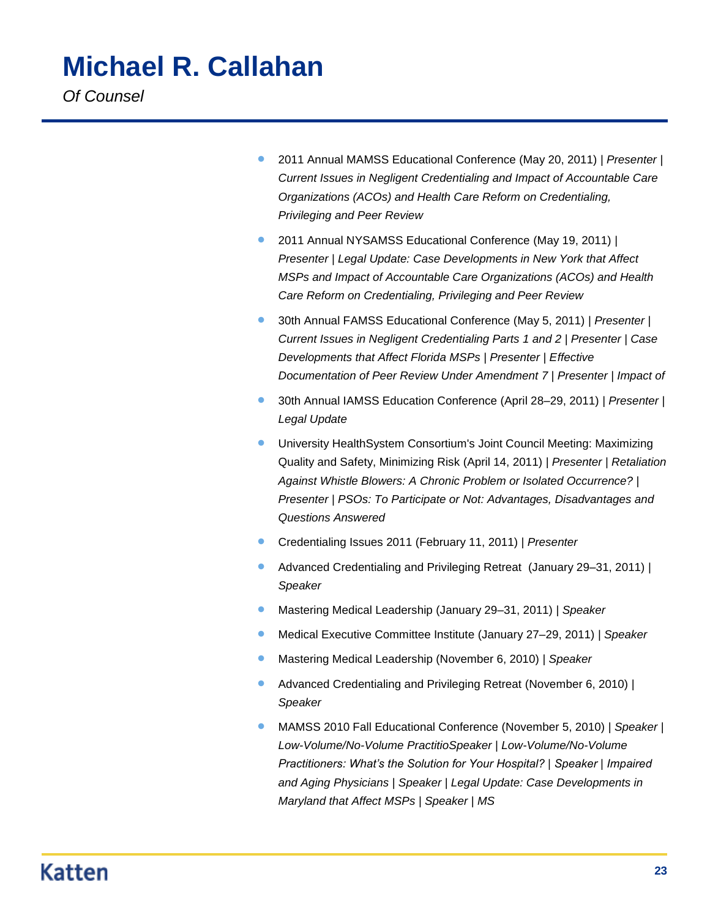# Michael R. Callahan

*Of Counsel*

- 2011 Annual MAMSS Educational Conference (May 20, 2011) | *Presenter* | *Current Issues in Negligent Credentialing and Impact of Accountable Care Organizations (ACOs) and Health Care Reform on Credentialing, Privileging and Peer Review*
- 2011 Annual NYSAMSS Educational Conference (May 19, 2011) | *Presenter* | *Legal Update: Case Developments in New York that Affect MSPs and Impact of Accountable Care Organizations (ACOs) and Health Care Reform on Credentialing, Privileging and Peer Review*
- 30th Annual FAMSS Educational Conference (May 5, 2011) | *Presenter* | *Current Issues in Negligent Credentialing Parts 1 and 2* | *Presenter* | *Case Developments that Affect Florida MSPs* | *Presenter* | *Effective Documentation of Peer Review Under Amendment 7* | *Presenter* | *Impact of*
- 30th Annual IAMSS Education Conference (April 28–29, 2011) | *Presenter* | *Legal Update*
- University HealthSystem Consortium's Joint Council Meeting: Maximizing Quality and Safety, Minimizing Risk (April 14, 2011) | *Presenter* | *Retaliation Against Whistle Blowers: A Chronic Problem or Isolated Occurrence?* | *Presenter* | *PSOs: To Participate or Not: Advantages, Disadvantages and Questions Answered*
- Credentialing Issues 2011 (February 11, 2011) | *Presenter*
- Advanced Credentialing and Privileging Retreat  (January 29–31, 2011) | *Speaker*
- Mastering Medical Leadership (January 29–31, 2011) | *Speaker*
- Medical Executive Committee Institute (January 27–29, 2011) | *Speaker*
- Mastering Medical Leadership (November 6, 2010) | *Speaker*
- Advanced Credentialing and Privileging Retreat (November 6, 2010) | *Speaker*
- MAMSS 2010 Fall Educational Conference (November 5, 2010) | *Speaker* | *Low-Volume/No-Volume PractitioSpeaker* | *Low-Volume/No-Volume Practitioners: What's the Solution for Your Hospital?* | *Speaker* | *Impaired and Aging Physicians* | *Speaker* | *Legal Update: Case Developments in Maryland that Affect MSPs* | *Speaker* | *MS*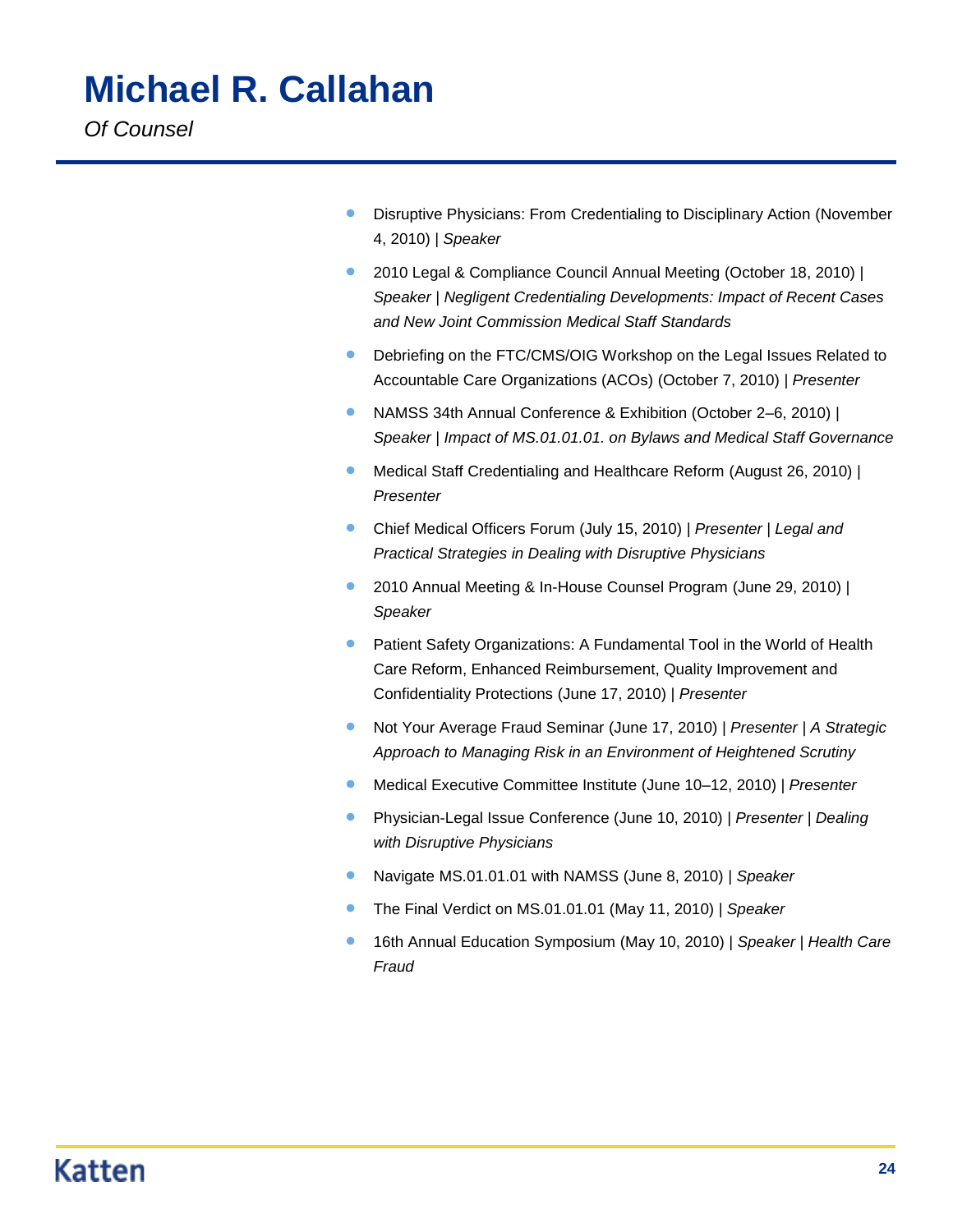# Michael R. Callahan

*Of Counsel*

- Disruptive Physicians: From Credentialing to Disciplinary Action (November 4, 2010) | *Speaker*
- 2010 Legal & Compliance Council Annual Meeting (October 18, 2010) | *Speaker* | *Negligent Credentialing Developments: Impact of Recent Cases and New Joint Commission Medical Staff Standards*
- Debriefing on the FTC/CMS/OIG Workshop on the Legal Issues Related to Accountable Care Organizations (ACOs) (October 7, 2010) | *Presenter*
- NAMSS 34th Annual Conference & Exhibition (October 2–6, 2010) | *Speaker* | *Impact of MS.01.01.01. on Bylaws and Medical Staff Governance*
- Medical Staff Credentialing and Healthcare Reform (August 26, 2010) | *Presenter*
- Chief Medical Officers Forum (July 15, 2010) | *Presenter* | *Legal and Practical Strategies in Dealing with Disruptive Physicians*
- 2010 Annual Meeting & In-House Counsel Program (June 29, 2010) | *Speaker*
- Patient Safety Organizations: A Fundamental Tool in the World of Health Care Reform, Enhanced Reimbursement, Quality Improvement and Confidentiality Protections (June 17, 2010) | *Presenter*
- Not Your Average Fraud Seminar (June 17, 2010) | *Presenter* | *A Strategic Approach to Managing Risk in an Environment of Heightened Scrutiny*
- Medical Executive Committee Institute (June 10–12, 2010) | *Presenter*
- Physician-Legal Issue Conference (June 10, 2010) | *Presenter* | *Dealing with Disruptive Physicians*
- Navigate MS.01.01.01 with NAMSS (June 8, 2010) | *Speaker*
- The Final Verdict on MS.01.01.01 (May 11, 2010) | *Speaker*
- 16th Annual Education Symposium (May 10, 2010) | *Speaker* | *Health Care Fraud*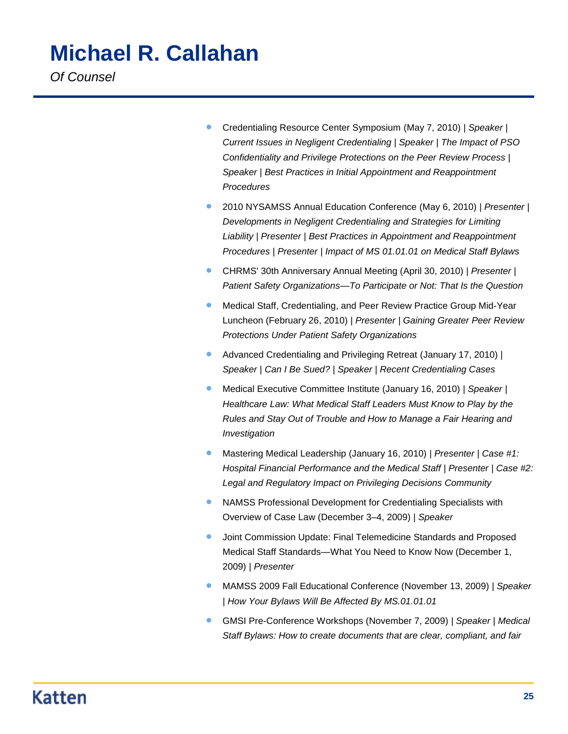# Michael R. Callahan

*Of Counsel*

- Credentialing Resource Center Symposium (May 7, 2010) | *Speaker* | *Current Issues in Negligent Credentialing* | *Speaker* | *The Impact of PSO Confidentiality and Privilege Protections on the Peer Review Process* | *Speaker* | *Best Practices in Initial Appointment and Reappointment Procedures*
- 2010 NYSAMSS Annual Education Conference (May 6, 2010) | *Presenter* | *Developments in Negligent Credentialing and Strategies for Limiting Liability* | *Presenter* | *Best Practices in Appointment and Reappointment Procedures* | *Presenter* | *Impact of MS 01.01.01 on Medical Staff Bylaws*
- CHRMS' 30th Anniversary Annual Meeting (April 30, 2010) | *Presenter* | *Patient Safety Organizations—To Participate or Not: That Is the Question*
- Medical Staff, Credentialing, and Peer Review Practice Group Mid-Year Luncheon (February 26, 2010) | *Presenter* | *Gaining Greater Peer Review Protections Under Patient Safety Organizations*
- Advanced Credentialing and Privileging Retreat (January 17, 2010) | *Speaker* | *Can I Be Sued?* | *Speaker* | *Recent Credentialing Cases*
- Medical Executive Committee Institute (January 16, 2010) | *Speaker* | *Healthcare Law: What Medical Staff Leaders Must Know to Play by the Rules and Stay Out of Trouble and How to Manage a Fair Hearing and Investigation*
- Mastering Medical Leadership (January 16, 2010) | *Presenter* | *Case #1: Hospital Financial Performance and the Medical Staff* | *Presenter* | *Case #2: Legal and Regulatory Impact on Privileging Decisions Community*
- NAMSS Professional Development for Credentialing Specialists with Overview of Case Law (December 3–4, 2009) | *Speaker*
- Joint Commission Update: Final Telemedicine Standards and Proposed Medical Staff Standards—What You Need to Know Now (December 1, 2009) | *Presenter*
- MAMSS 2009 Fall Educational Conference (November 13, 2009) | *Speaker* | *How Your Bylaws Will Be Affected By MS.01.01.01*
- GMSI Pre-Conference Workshops (November 7, 2009) | *Speaker* | *Medical Staff Bylaws: How to create documents that are clear, compliant, and fair*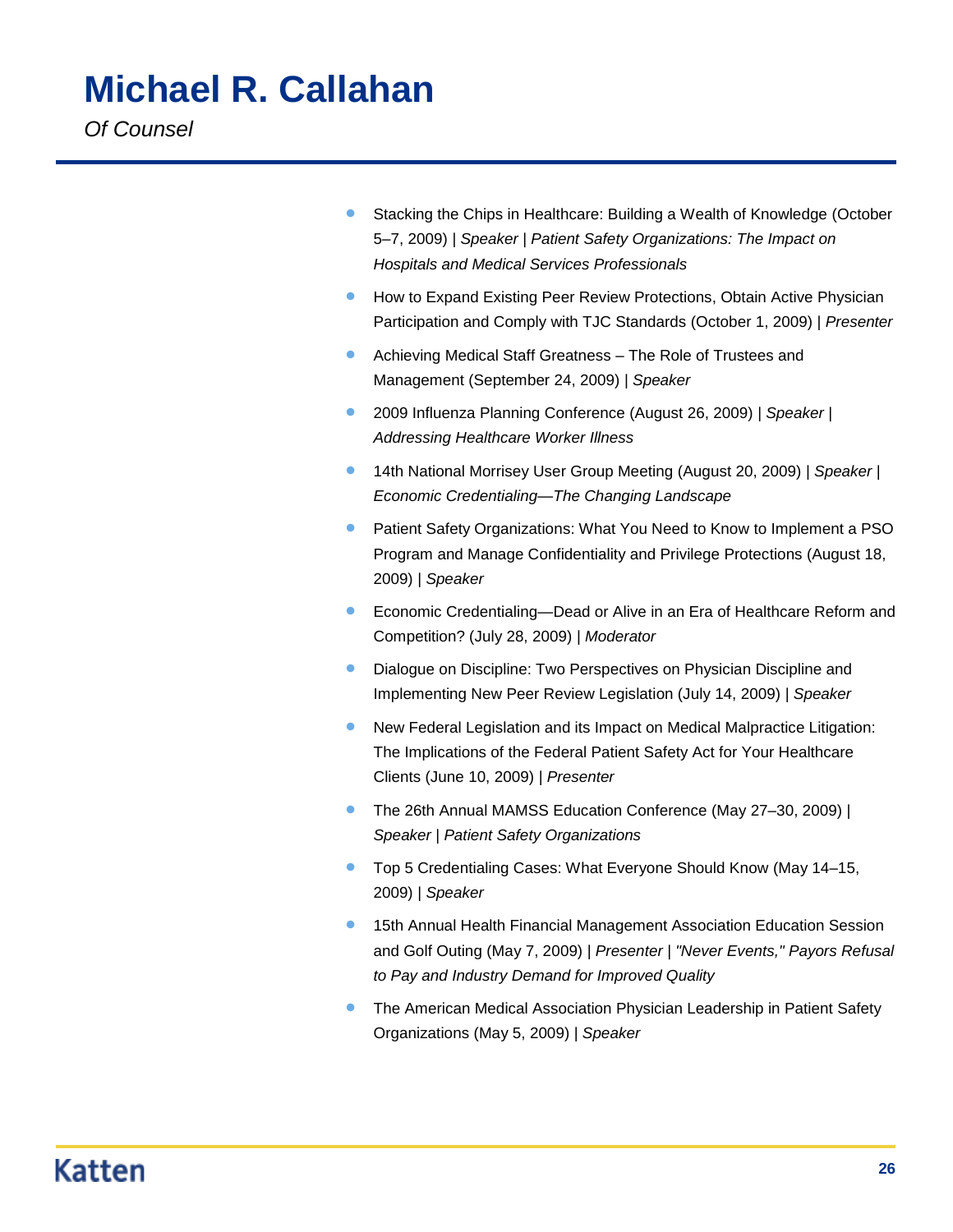# Michael R. Callahan

*Of Counsel*

- Stacking the Chips in Healthcare: Building a Wealth of Knowledge (October 5–7, 2009) | *Speaker* | *Patient Safety Organizations: The Impact on Hospitals and Medical Services Professionals*
- How to Expand Existing Peer Review Protections, Obtain Active Physician Participation and Comply with TJC Standards (October 1, 2009) | *Presenter*
- Achieving Medical Staff Greatness – The Role of Trustees and Management (September 24, 2009) | *Speaker*
- 2009 Influenza Planning Conference (August 26, 2009) | *Speaker* | *Addressing Healthcare Worker Illness*
- 14th National Morrisey User Group Meeting (August 20, 2009) | *Speaker* | *Economic Credentialing—The Changing Landscape*
- Patient Safety Organizations: What You Need to Know to Implement a PSO Program and Manage Confidentiality and Privilege Protections (August 18, 2009) | *Speaker*
- Economic Credentialing—Dead or Alive in an Era of Healthcare Reform and Competition? (July 28, 2009) | *Moderator*
- Dialogue on Discipline: Two Perspectives on Physician Discipline and Implementing New Peer Review Legislation (July 14, 2009) | *Speaker*
- New Federal Legislation and its Impact on Medical Malpractice Litigation: The Implications of the Federal Patient Safety Act for Your Healthcare Clients (June 10, 2009) | *Presenter*
- The 26th Annual MAMSS Education Conference (May 27–30, 2009) | *Speaker* | *Patient Safety Organizations*
- Top 5 Credentialing Cases: What Everyone Should Know (May 14–15, 2009) | *Speaker*
- 15th Annual Health Financial Management Association Education Session and Golf Outing (May 7, 2009) | *Presenter* | *"Never Events," Payors Refusal to Pay and Industry Demand for Improved Quality*
- The American Medical Association Physician Leadership in Patient Safety Organizations (May 5, 2009) | *Speaker*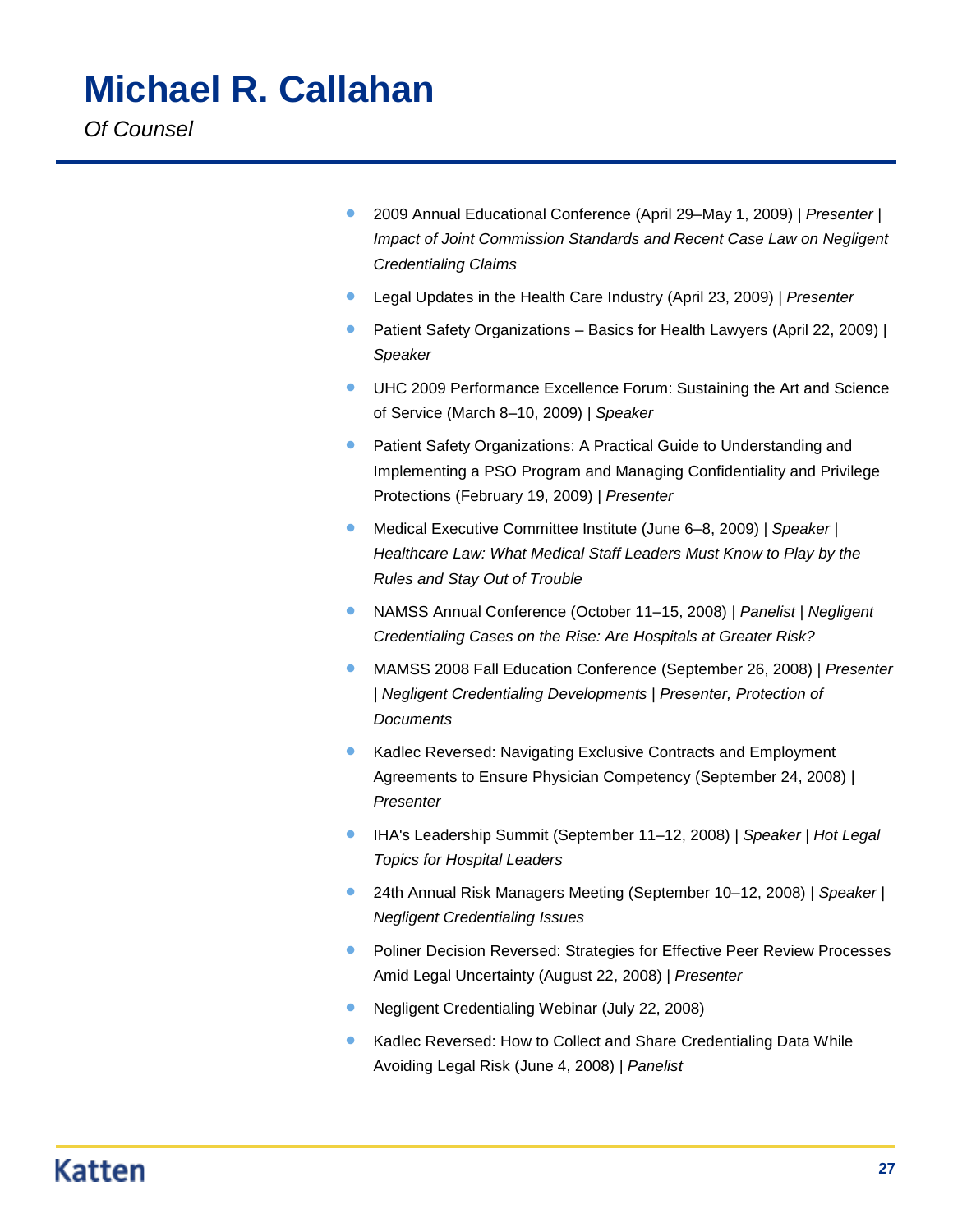# Michael R. Callahan

*Of Counsel*

- 2009 Annual Educational Conference (April 29–May 1, 2009) | *Presenter* | *Impact of Joint Commission Standards and Recent Case Law on Negligent Credentialing Claims*
- Legal Updates in the Health Care Industry (April 23, 2009) | *Presenter*
- Patient Safety Organizations – Basics for Health Lawyers (April 22, 2009) | *Speaker*
- UHC 2009 Performance Excellence Forum: Sustaining the Art and Science of Service (March 8–10, 2009) | *Speaker*
- Patient Safety Organizations: A Practical Guide to Understanding and Implementing a PSO Program and Managing Confidentiality and Privilege Protections (February 19, 2009) | *Presenter*
- Medical Executive Committee Institute (June 6–8, 2009) | *Speaker* | *Healthcare Law: What Medical Staff Leaders Must Know to Play by the Rules and Stay Out of Trouble*
- NAMSS Annual Conference (October 11–15, 2008) | *Panelist* | *Negligent Credentialing Cases on the Rise: Are Hospitals at Greater Risk?*
- MAMSS 2008 Fall Education Conference (September 26, 2008) | *Presenter* | *Negligent Credentialing Developments* | *Presenter, Protection of Documents*
- Kadlec Reversed: Navigating Exclusive Contracts and Employment Agreements to Ensure Physician Competency (September 24, 2008) | *Presenter*
- IHA's Leadership Summit (September 11–12, 2008) | *Speaker* | *Hot Legal Topics for Hospital Leaders*
- 24th Annual Risk Managers Meeting (September 10–12, 2008) | *Speaker* | *Negligent Credentialing Issues*
- Poliner Decision Reversed: Strategies for Effective Peer Review Processes Amid Legal Uncertainty (August 22, 2008) | *Presenter*
- Negligent Credentialing Webinar (July 22, 2008)
- Kadlec Reversed: How to Collect and Share Credentialing Data While Avoiding Legal Risk (June 4, 2008) | *Panelist*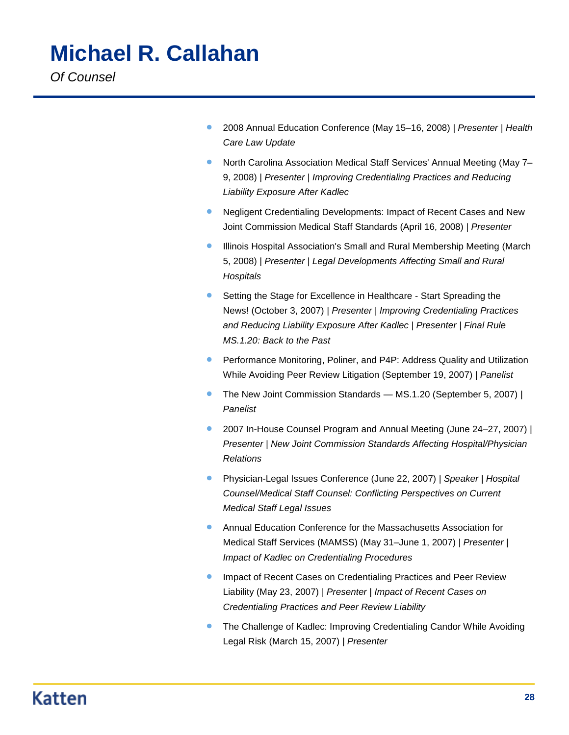# Michael R. Callahan

*Of Counsel*

- 2008 Annual Education Conference (May 15–16, 2008) | *Presenter* | *Health Care Law Update*
- North Carolina Association Medical Staff Services' Annual Meeting (May 7–9, 2008) | *Presenter* | *Improving Credentialing Practices and Reducing Liability Exposure After Kadlec*
- Negligent Credentialing Developments: Impact of Recent Cases and New Joint Commission Medical Staff Standards (April 16, 2008) | *Presenter*
- Illinois Hospital Association's Small and Rural Membership Meeting (March 5, 2008) | *Presenter* | *Legal Developments Affecting Small and Rural Hospitals*
- Setting the Stage for Excellence in Healthcare - Start Spreading the News! (October 3, 2007) | *Presenter* | *Improving Credentialing Practices and Reducing Liability Exposure After Kadlec* | *Presenter* | *Final Rule MS.1.20: Back to the Past*
- Performance Monitoring, Poliner, and P4P: Address Quality and Utilization While Avoiding Peer Review Litigation (September 19, 2007) | *Panelist*
- The New Joint Commission Standards — MS.1.20 (September 5, 2007) | *Panelist*
- 2007 In-House Counsel Program and Annual Meeting (June 24–27, 2007) | *Presenter* | *New Joint Commission Standards Affecting Hospital/Physician Relations*
- Physician-Legal Issues Conference (June 22, 2007) | *Speaker* | *Hospital Counsel/Medical Staff Counsel: Conflicting Perspectives on Current Medical Staff Legal Issues*
- Annual Education Conference for the Massachusetts Association for Medical Staff Services (MAMSS) (May 31–June 1, 2007) | *Presenter* | *Impact of Kadlec on Credentialing Procedures*
- Impact of Recent Cases on Credentialing Practices and Peer Review Liability (May 23, 2007) | *Presenter* | *Impact of Recent Cases on Credentialing Practices and Peer Review Liability*
- The Challenge of Kadlec: Improving Credentialing Candor While Avoiding Legal Risk (March 15, 2007) | *Presenter*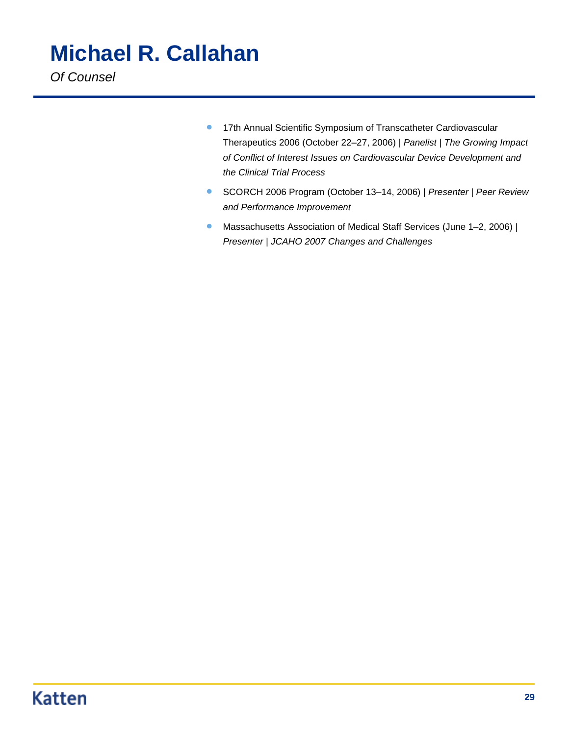# Michael R. Callahan

*Of Counsel*

- 17th Annual Scientific Symposium of Transcatheter Cardiovascular Therapeutics 2006 (October 22–27, 2006) | *Panelist* | *The Growing Impact of Conflict of Interest Issues on Cardiovascular Device Development and the Clinical Trial Process*
- SCORCH 2006 Program (October 13–14, 2006) | *Presenter* | *Peer Review and Performance Improvement*
- Massachusetts Association of Medical Staff Services (June 1–2, 2006) | *Presenter* | *JCAHO 2007 Changes and Challenges*